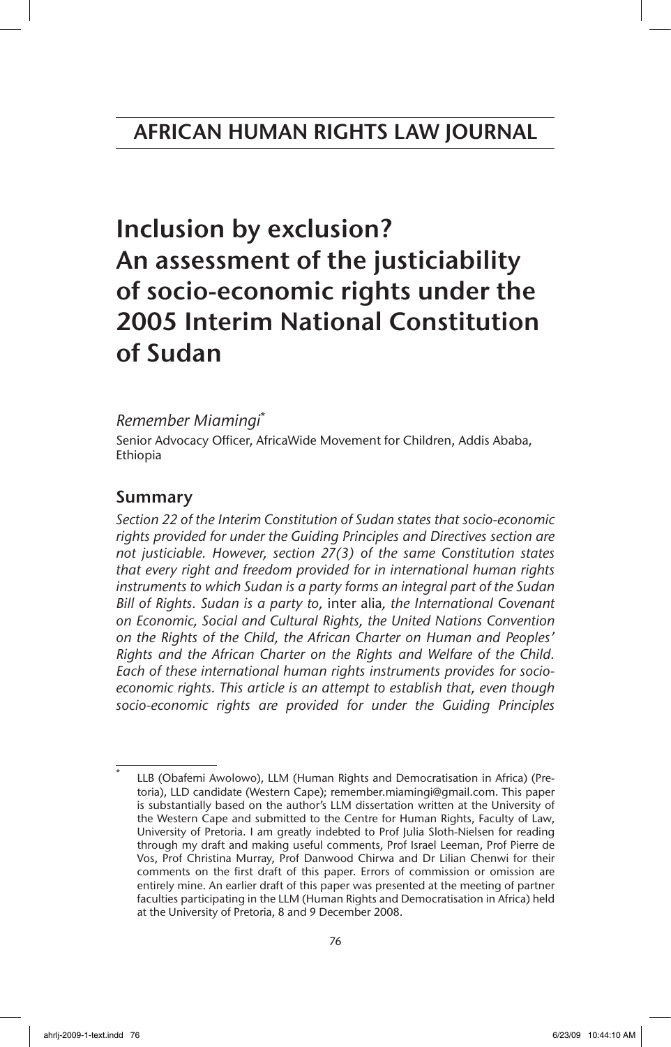# AFRICAN HUMAN RIGHTS LAW JOURNAL

# Inclusion by exclusion? An assessment of the justiciability of socio-economic rights under the 2005 Interim National Constitution of Sudan

*Remember Miamingi*[*]

Senior Advocacy Officer, AfricaWide Movement for Children, Addis Ababa, Ethiopia

## Summary

*Section 22 of the Interim Constitution of Sudan states that socio-economic rights provided for under the Guiding Principles and Directives section are not justiciable. However, section 27(3) of the same Constitution states that every right and freedom provided for in international human rights instruments to which Sudan is a party forms an integral part of the Sudan Bill of Rights. Sudan is a party to,* inter alia*, the International Covenant on Economic, Social and Cultural Rights, the United Nations Convention on the Rights of the Child, the African Charter on Human and Peoples' Rights and the African Charter on the Rights and Welfare of the Child. Each of these international human rights instruments provides for socio-economic rights. This article is an attempt to establish that, even though socio-economic rights are provided for under the Guiding Principles*

---

[*] LLB (Obafemi Awolowo), LLM (Human Rights and Democratisation in Africa) (Pretoria), LLD candidate (Western Cape); remember.miamingi@gmail.com. This paper is substantially based on the author's LLM dissertation written at the University of the Western Cape and submitted to the Centre for Human Rights, Faculty of Law, University of Pretoria. I am greatly indebted to Prof Julia Sloth-Nielsen for reading through my draft and making useful comments, Prof Israel Leeman, Prof Pierre de Vos, Prof Christina Murray, Prof Danwood Chirwa and Dr Lilian Chenwi for their comments on the first draft of this paper. Errors of commission or omission are entirely mine. An earlier draft of this paper was presented at the meeting of partner faculties participating in the LLM (Human Rights and Democratisation in Africa) held at the University of Pretoria, 8 and 9 December 2008.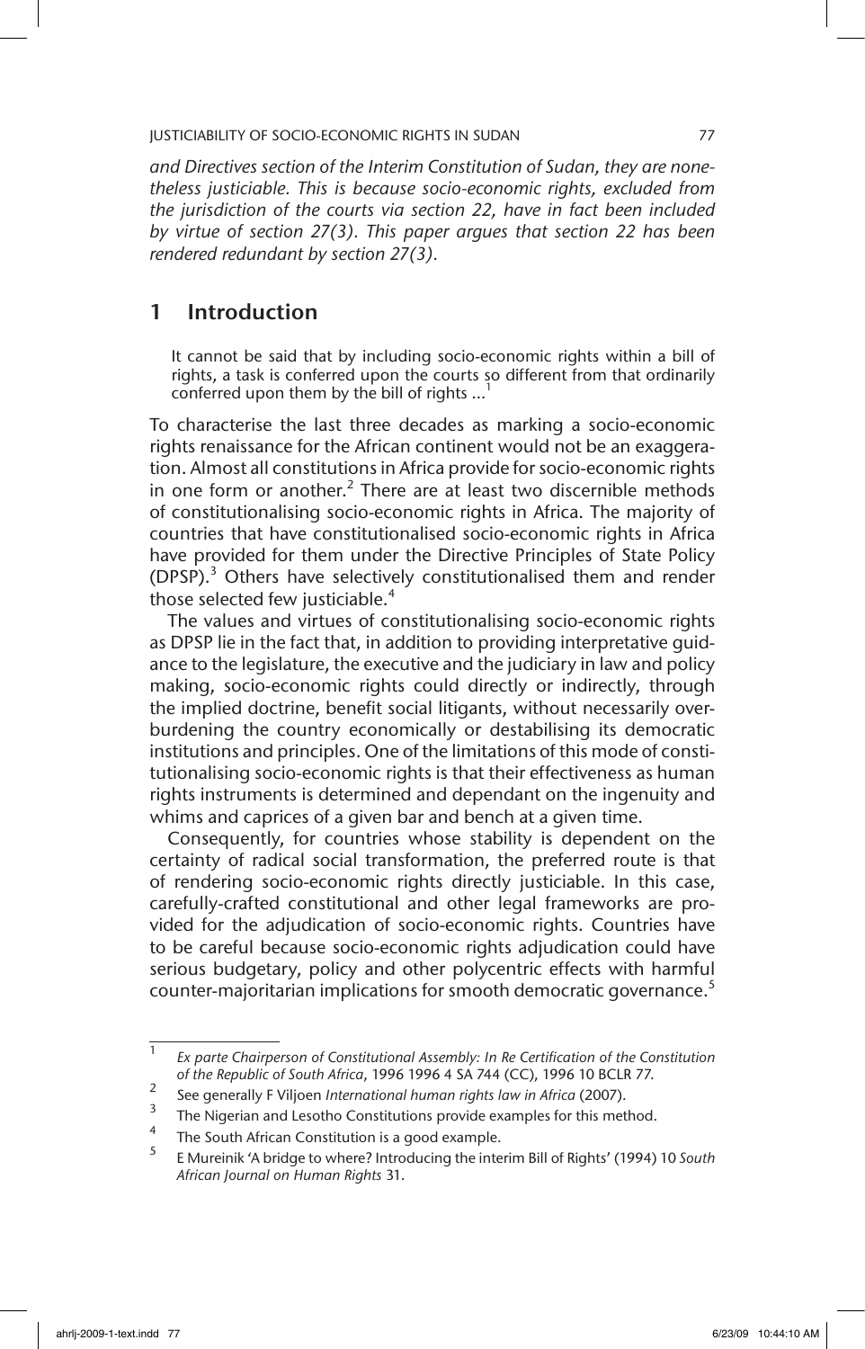*and Directives section of the Interim Constitution of Sudan, they are nonetheless justiciable. This is because socio-economic rights, excluded from the jurisdiction of the courts via section 22, have in fact been included by virtue of section 27(3). This paper argues that section 22 has been rendered redundant by section 27(3).*

## 1 Introduction

> It cannot be said that by including socio-economic rights within a bill of rights, a task is conferred upon the courts so different from that ordinarily conferred upon them by the bill of rights ...[1]

To characterise the last three decades as marking a socio-economic rights renaissance for the African continent would not be an exaggeration. Almost all constitutions in Africa provide for socio-economic rights in one form or another.[2] There are at least two discernible methods of constitutionalising socio-economic rights in Africa. The majority of countries that have constitutionalised socio-economic rights in Africa have provided for them under the Directive Principles of State Policy (DPSP).[3] Others have selectively constitutionalised them and render those selected few justiciable.[4]

The values and virtues of constitutionalising socio-economic rights as DPSP lie in the fact that, in addition to providing interpretative guidance to the legislature, the executive and the judiciary in law and policy making, socio-economic rights could directly or indirectly, through the implied doctrine, benefit social litigants, without necessarily overburdening the country economically or destabilising its democratic institutions and principles. One of the limitations of this mode of constitutionalising socio-economic rights is that their effectiveness as human rights instruments is determined and dependant on the ingenuity and whims and caprices of a given bar and bench at a given time.

Consequently, for countries whose stability is dependent on the certainty of radical social transformation, the preferred route is that of rendering socio-economic rights directly justiciable. In this case, carefully-crafted constitutional and other legal frameworks are provided for the adjudication of socio-economic rights. Countries have to be careful because socio-economic rights adjudication could have serious budgetary, policy and other polycentric effects with harmful counter-majoritarian implications for smooth democratic governance.[5]

---

[1] *Ex parte Chairperson of Constitutional Assembly: In Re Certification of the Constitution of the Republic of South Africa*, 1996 1996 4 SA 744 (CC), 1996 10 BCLR 77.

[2] See generally F Viljoen *International human rights law in Africa* (2007).

[3] The Nigerian and Lesotho Constitutions provide examples for this method.

[4] The South African Constitution is a good example.

[5] E Mureinik 'A bridge to where? Introducing the interim Bill of Rights' (1994) 10 *South African Journal on Human Rights* 31.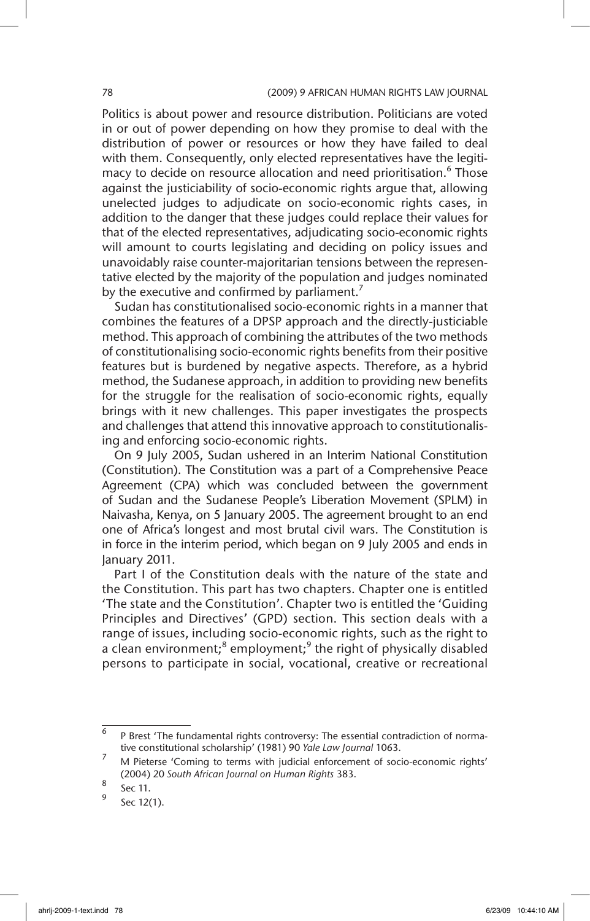Politics is about power and resource distribution. Politicians are voted in or out of power depending on how they promise to deal with the distribution of power or resources or how they have failed to deal with them. Consequently, only elected representatives have the legitimacy to decide on resource allocation and need prioritisation.[6] Those against the justiciability of socio-economic rights argue that, allowing unelected judges to adjudicate on socio-economic rights cases, in addition to the danger that these judges could replace their values for that of the elected representatives, adjudicating socio-economic rights will amount to courts legislating and deciding on policy issues and unavoidably raise counter-majoritarian tensions between the representative elected by the majority of the population and judges nominated by the executive and confirmed by parliament.[7]

Sudan has constitutionalised socio-economic rights in a manner that combines the features of a DPSP approach and the directly-justiciable method. This approach of combining the attributes of the two methods of constitutionalising socio-economic rights benefits from their positive features but is burdened by negative aspects. Therefore, as a hybrid method, the Sudanese approach, in addition to providing new benefits for the struggle for the realisation of socio-economic rights, equally brings with it new challenges. This paper investigates the prospects and challenges that attend this innovative approach to constitutionalising and enforcing socio-economic rights.

On 9 July 2005, Sudan ushered in an Interim National Constitution (Constitution). The Constitution was a part of a Comprehensive Peace Agreement (CPA) which was concluded between the government of Sudan and the Sudanese People's Liberation Movement (SPLM) in Naivasha, Kenya, on 5 January 2005. The agreement brought to an end one of Africa's longest and most brutal civil wars. The Constitution is in force in the interim period, which began on 9 July 2005 and ends in January 2011.

Part I of the Constitution deals with the nature of the state and the Constitution. This part has two chapters. Chapter one is entitled 'The state and the Constitution'. Chapter two is entitled the 'Guiding Principles and Directives' (GPD) section. This section deals with a range of issues, including socio-economic rights, such as the right to a clean environment;[8] employment;[9] the right of physically disabled persons to participate in social, vocational, creative or recreational

---

[6] P Brest 'The fundamental rights controversy: The essential contradiction of normative constitutional scholarship' (1981) 90 *Yale Law Journal* 1063.

[7] M Pieterse 'Coming to terms with judicial enforcement of socio-economic rights' (2004) 20 *South African Journal on Human Rights* 383.

[8] Sec 11.

[9] Sec 12(1).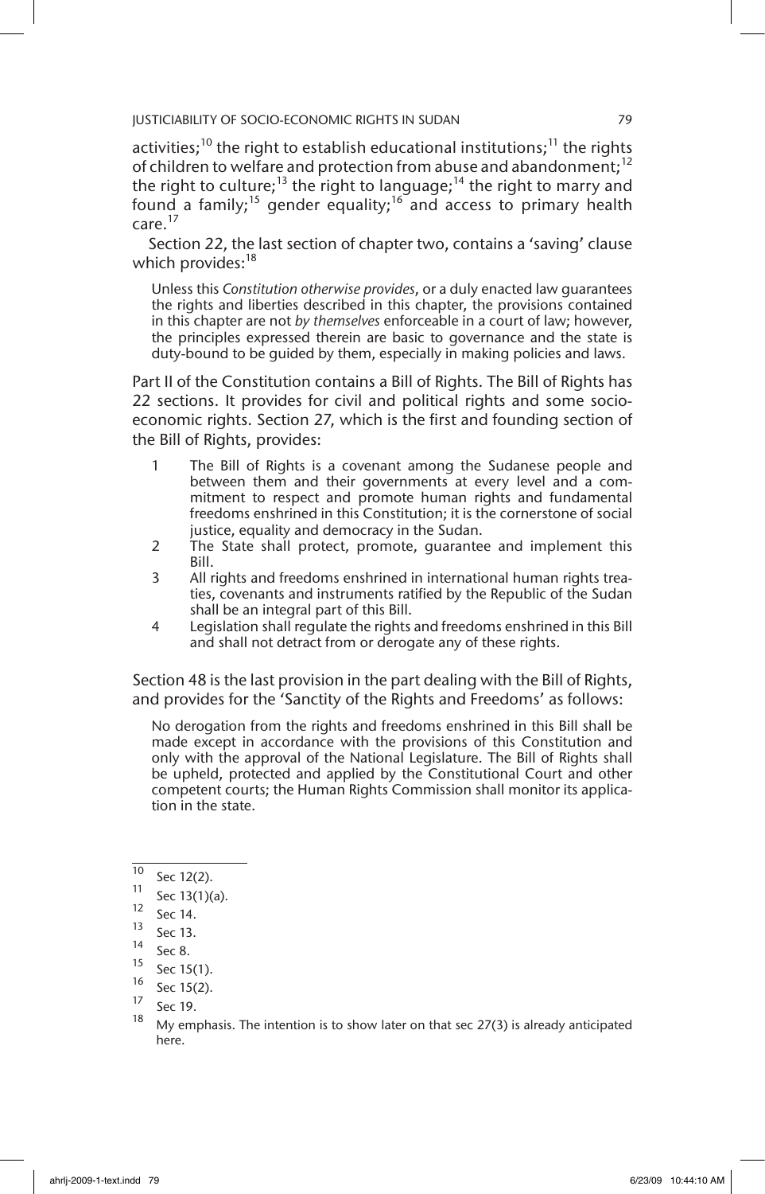activities;[10] the right to establish educational institutions;[11] the rights of children to welfare and protection from abuse and abandonment;[12] the right to culture;[13] the right to language;[14] the right to marry and found a family;[15] gender equality;[16] and access to primary health care.[17]

Section 22, the last section of chapter two, contains a 'saving' clause which provides:[18]

> Unless this *Constitution otherwise provides*, or a duly enacted law guarantees the rights and liberties described in this chapter, the provisions contained in this chapter are not *by themselves* enforceable in a court of law; however, the principles expressed therein are basic to governance and the state is duty-bound to be guided by them, especially in making policies and laws.

Part II of the Constitution contains a Bill of Rights. The Bill of Rights has 22 sections. It provides for civil and political rights and some socio-economic rights. Section 27, which is the first and founding section of the Bill of Rights, provides:

> 1 The Bill of Rights is a covenant among the Sudanese people and between them and their governments at every level and a commitment to respect and promote human rights and fundamental freedoms enshrined in this Constitution; it is the cornerstone of social justice, equality and democracy in the Sudan.
>
> 2 The State shall protect, promote, guarantee and implement this Bill.
>
> 3 All rights and freedoms enshrined in international human rights treaties, covenants and instruments ratified by the Republic of the Sudan shall be an integral part of this Bill.
>
> 4 Legislation shall regulate the rights and freedoms enshrined in this Bill and shall not detract from or derogate any of these rights.

Section 48 is the last provision in the part dealing with the Bill of Rights, and provides for the 'Sanctity of the Rights and Freedoms' as follows:

> No derogation from the rights and freedoms enshrined in this Bill shall be made except in accordance with the provisions of this Constitution and only with the approval of the National Legislature. The Bill of Rights shall be upheld, protected and applied by the Constitutional Court and other competent courts; the Human Rights Commission shall monitor its application in the state.

---

[10] Sec 12(2).

[11] Sec 13(1)(a).

[12] Sec 14.

[13] Sec 13.

[14] Sec 8.

[15] Sec 15(1).

[16] Sec 15(2).

[17] Sec 19.

[18] My emphasis. The intention is to show later on that sec 27(3) is already anticipated here.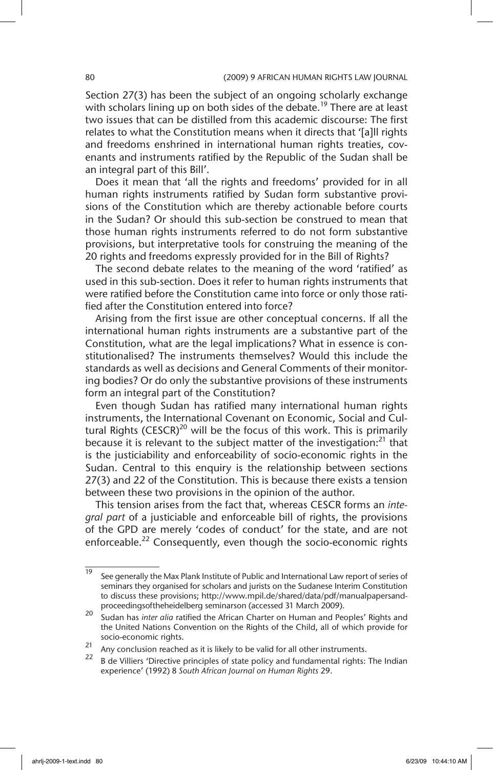Section 27(3) has been the subject of an ongoing scholarly exchange with scholars lining up on both sides of the debate.[19] There are at least two issues that can be distilled from this academic discourse: The first relates to what the Constitution means when it directs that '[a]ll rights and freedoms enshrined in international human rights treaties, covenants and instruments ratified by the Republic of the Sudan shall be an integral part of this Bill'.

Does it mean that 'all the rights and freedoms' provided for in all human rights instruments ratified by Sudan form substantive provisions of the Constitution which are thereby actionable before courts in the Sudan? Or should this sub-section be construed to mean that those human rights instruments referred to do not form substantive provisions, but interpretative tools for construing the meaning of the 20 rights and freedoms expressly provided for in the Bill of Rights?

The second debate relates to the meaning of the word 'ratified' as used in this sub-section. Does it refer to human rights instruments that were ratified before the Constitution came into force or only those ratified after the Constitution entered into force?

Arising from the first issue are other conceptual concerns. If all the international human rights instruments are a substantive part of the Constitution, what are the legal implications? What in essence is constitutionalised? The instruments themselves? Would this include the standards as well as decisions and General Comments of their monitoring bodies? Or do only the substantive provisions of these instruments form an integral part of the Constitution?

Even though Sudan has ratified many international human rights instruments, the International Covenant on Economic, Social and Cultural Rights (CESCR)[20] will be the focus of this work. This is primarily because it is relevant to the subject matter of the investigation:[21] that is the justiciability and enforceability of socio-economic rights in the Sudan. Central to this enquiry is the relationship between sections 27(3) and 22 of the Constitution. This is because there exists a tension between these two provisions in the opinion of the author.

This tension arises from the fact that, whereas CESCR forms an *integral part* of a justiciable and enforceable bill of rights, the provisions of the GPD are merely 'codes of conduct' for the state, and are not enforceable.[22] Consequently, even though the socio-economic rights

---

[19] See generally the Max Plank Institute of Public and International Law report of series of seminars they organised for scholars and jurists on the Sudanese Interim Constitution to discuss these provisions; http://www.mpil.de/shared/data/pdf/manualpapersandproceedingsoftheheidelberg seminarson (accessed 31 March 2009).

[20] Sudan has *inter alia* ratified the African Charter on Human and Peoples' Rights and the United Nations Convention on the Rights of the Child, all of which provide for socio-economic rights.

[21] Any conclusion reached as it is likely to be valid for all other instruments.

[22] B de Villiers 'Directive principles of state policy and fundamental rights: The Indian experience' (1992) 8 *South African Journal on Human Rights* 29.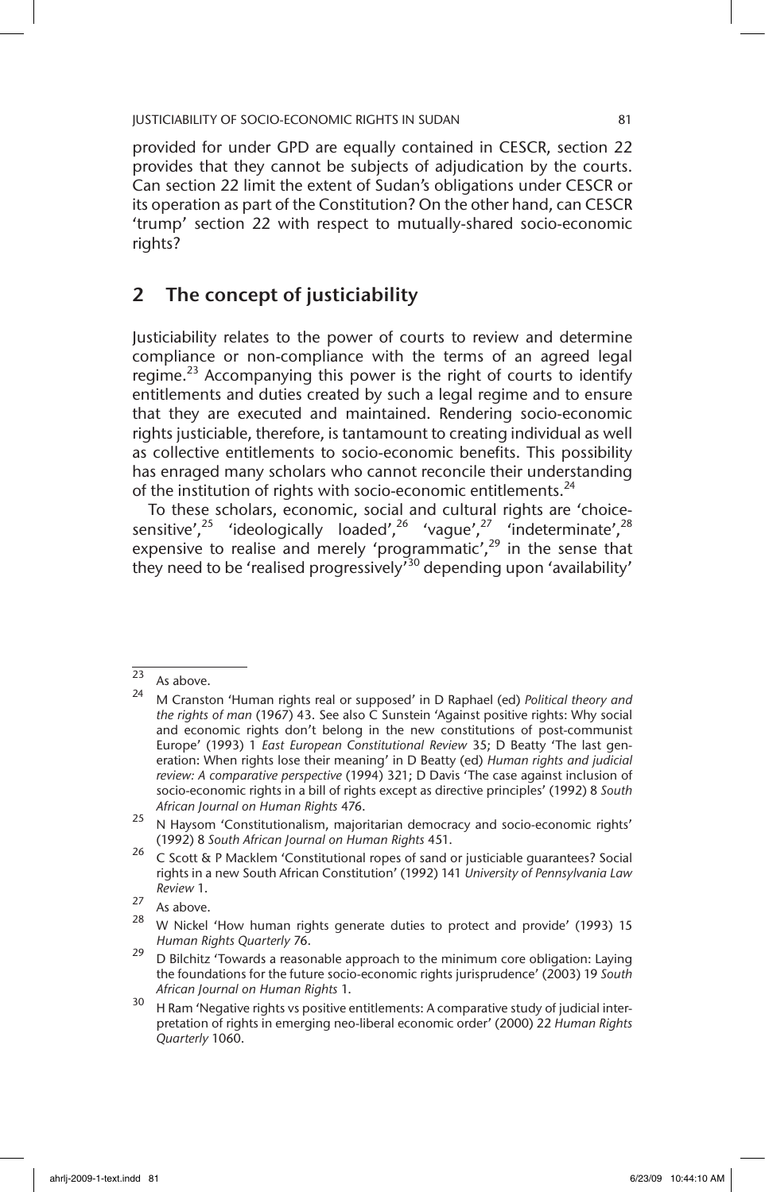provided for under GPD are equally contained in CESCR, section 22 provides that they cannot be subjects of adjudication by the courts. Can section 22 limit the extent of Sudan's obligations under CESCR or its operation as part of the Constitution? On the other hand, can CESCR 'trump' section 22 with respect to mutually-shared socio-economic rights?

## 2 The concept of justiciability

Justiciability relates to the power of courts to review and determine compliance or non-compliance with the terms of an agreed legal regime.[23] Accompanying this power is the right of courts to identify entitlements and duties created by such a legal regime and to ensure that they are executed and maintained. Rendering socio-economic rights justiciable, therefore, is tantamount to creating individual as well as collective entitlements to socio-economic benefits. This possibility has enraged many scholars who cannot reconcile their understanding of the institution of rights with socio-economic entitlements.[24]

To these scholars, economic, social and cultural rights are 'choice-sensitive',[25] 'ideologically loaded',[26] 'vague',[27] 'indeterminate',[28] expensive to realise and merely 'programmatic',[29] in the sense that they need to be 'realised progressively'[30] depending upon 'availability'

---

[23] As above.

[24] M Cranston 'Human rights real or supposed' in D Raphael (ed) *Political theory and the rights of man* (1967) 43. See also C Sunstein 'Against positive rights: Why social and economic rights don't belong in the new constitutions of post-communist Europe' (1993) 1 *East European Constitutional Review* 35; D Beatty 'The last generation: When rights lose their meaning' in D Beatty (ed) *Human rights and judicial review: A comparative perspective* (1994) 321; D Davis 'The case against inclusion of socio-economic rights in a bill of rights except as directive principles' (1992) 8 *South African Journal on Human Rights* 476.

[25] N Haysom 'Constitutionalism, majoritarian democracy and socio-economic rights' (1992) 8 *South African Journal on Human Rights* 451.

[26] C Scott & P Macklem 'Constitutional ropes of sand or justiciable guarantees? Social rights in a new South African Constitution' (1992) 141 *University of Pennsylvania Law Review* 1.

[27] As above.

[28] W Nickel 'How human rights generate duties to protect and provide' (1993) 15 *Human Rights Quarterly* 76.

[29] D Bilchitz 'Towards a reasonable approach to the minimum core obligation: Laying the foundations for the future socio-economic rights jurisprudence' (2003) 19 *South African Journal on Human Rights* 1.

[30] H Ram 'Negative rights vs positive entitlements: A comparative study of judicial interpretation of rights in emerging neo-liberal economic order' (2000) 22 *Human Rights Quarterly* 1060.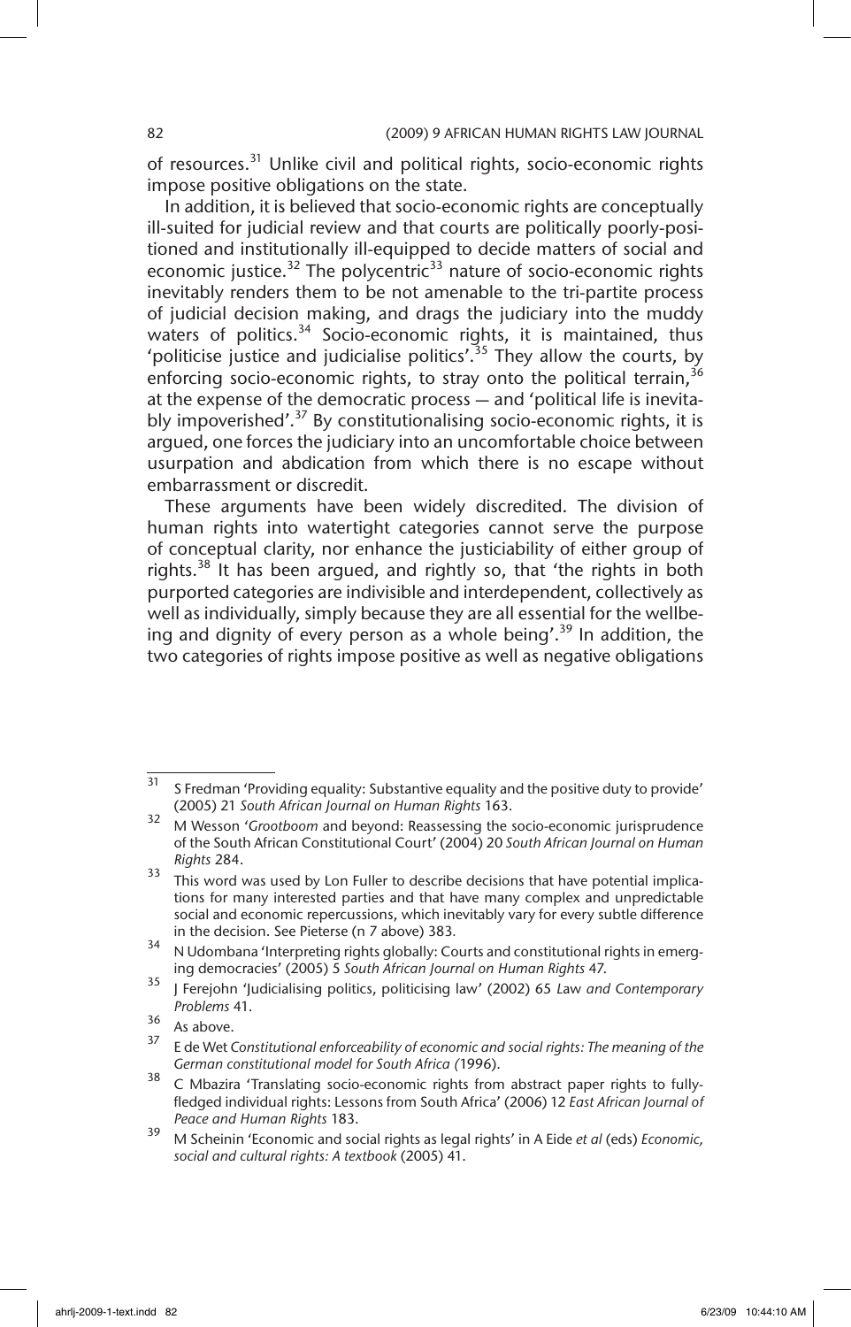of resources.[31] Unlike civil and political rights, socio-economic rights impose positive obligations on the state.

In addition, it is believed that socio-economic rights are conceptually ill-suited for judicial review and that courts are politically poorly-positioned and institutionally ill-equipped to decide matters of social and economic justice.[32] The polycentric[33] nature of socio-economic rights inevitably renders them to be not amenable to the tri-partite process of judicial decision making, and drags the judiciary into the muddy waters of politics.[34] Socio-economic rights, it is maintained, thus 'politicise justice and judicialise politics'.[35] They allow the courts, by enforcing socio-economic rights, to stray onto the political terrain,[36] at the expense of the democratic process — and 'political life is inevitably impoverished'.[37] By constitutionalising socio-economic rights, it is argued, one forces the judiciary into an uncomfortable choice between usurpation and abdication from which there is no escape without embarrassment or discredit.

These arguments have been widely discredited. The division of human rights into watertight categories cannot serve the purpose of conceptual clarity, nor enhance the justiciability of either group of rights.[38] It has been argued, and rightly so, that 'the rights in both purported categories are indivisible and interdependent, collectively as well as individually, simply because they are all essential for the wellbeing and dignity of every person as a whole being'.[39] In addition, the two categories of rights impose positive as well as negative obligations

---

[31] S Fredman 'Providing equality: Substantive equality and the positive duty to provide' (2005) 21 *South African Journal on Human Rights* 163.

[32] M Wesson '*Grootboom* and beyond: Reassessing the socio-economic jurisprudence of the South African Constitutional Court' (2004) 20 *South African Journal on Human Rights* 284.

[33] This word was used by Lon Fuller to describe decisions that have potential implications for many interested parties and that have many complex and unpredictable social and economic repercussions, which inevitably vary for every subtle difference in the decision. See Pieterse (n 7 above) 383.

[34] N Udombana 'Interpreting rights globally: Courts and constitutional rights in emerging democracies' (2005) 5 *South African Journal on Human Rights* 47.

[35] J Ferejohn 'Judicialising politics, politicising law' (2002) 65 *Law and Contemporary Problems* 41.

[36] As above.

[37] E de Wet *Constitutional enforceability of economic and social rights: The meaning of the German constitutional model for South Africa* (1996).

[38] C Mbazira 'Translating socio-economic rights from abstract paper rights to fully-fledged individual rights: Lessons from South Africa' (2006) 12 *East African Journal of Peace and Human Rights* 183.

[39] M Scheinin 'Economic and social rights as legal rights' in A Eide *et al* (eds) *Economic, social and cultural rights: A textbook* (2005) 41.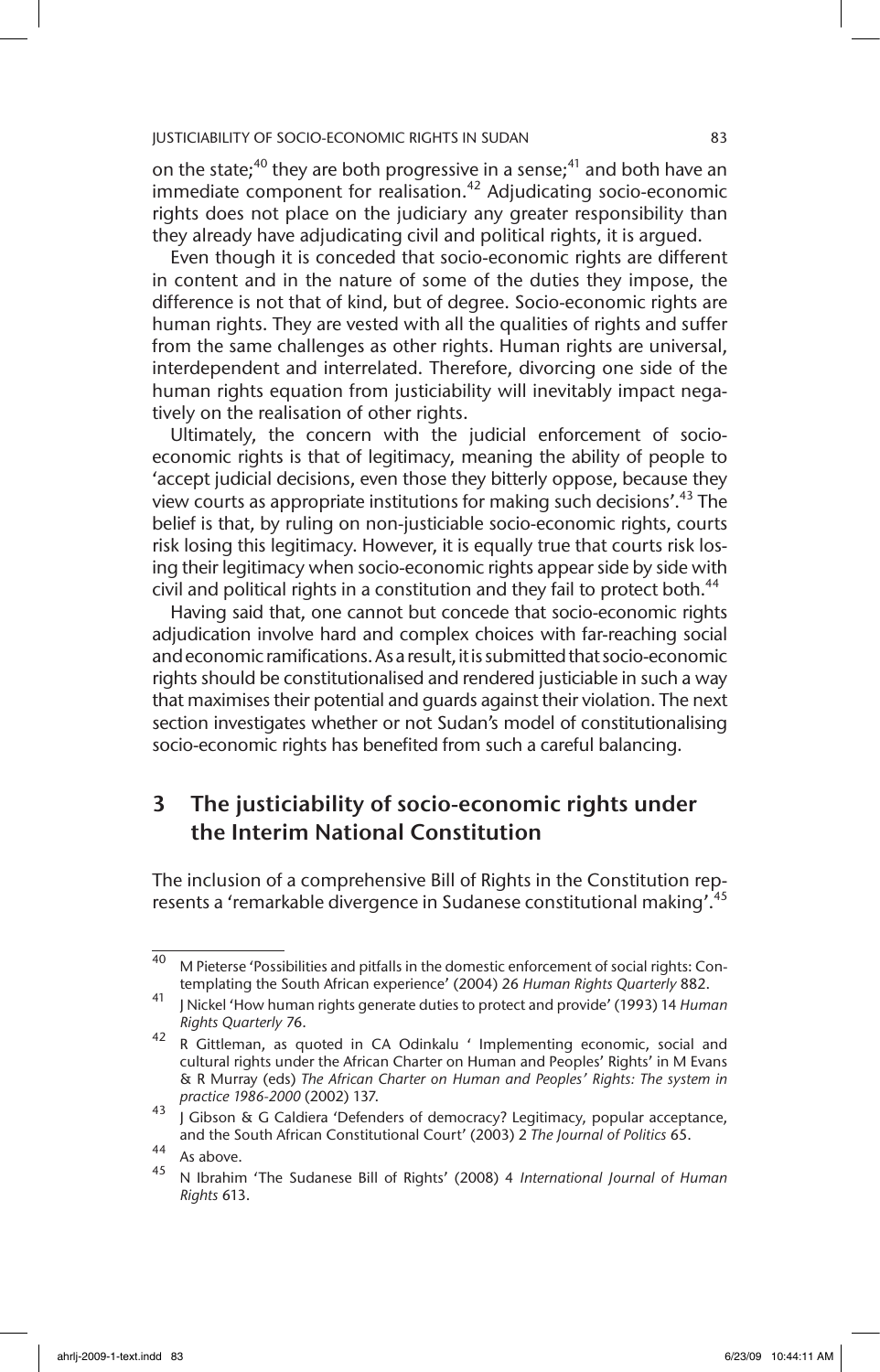on the state;[40] they are both progressive in a sense;[41] and both have an immediate component for realisation.[42] Adjudicating socio-economic rights does not place on the judiciary any greater responsibility than they already have adjudicating civil and political rights, it is argued.

Even though it is conceded that socio-economic rights are different in content and in the nature of some of the duties they impose, the difference is not that of kind, but of degree. Socio-economic rights are human rights. They are vested with all the qualities of rights and suffer from the same challenges as other rights. Human rights are universal, interdependent and interrelated. Therefore, divorcing one side of the human rights equation from justiciability will inevitably impact negatively on the realisation of other rights.

Ultimately, the concern with the judicial enforcement of socio-economic rights is that of legitimacy, meaning the ability of people to 'accept judicial decisions, even those they bitterly oppose, because they view courts as appropriate institutions for making such decisions'.[43] The belief is that, by ruling on non-justiciable socio-economic rights, courts risk losing this legitimacy. However, it is equally true that courts risk losing their legitimacy when socio-economic rights appear side by side with civil and political rights in a constitution and they fail to protect both.[44]

Having said that, one cannot but concede that socio-economic rights adjudication involve hard and complex choices with far-reaching social and economic ramifications. As a result, it is submitted that socio-economic rights should be constitutionalised and rendered justiciable in such a way that maximises their potential and guards against their violation. The next section investigates whether or not Sudan's model of constitutionalising socio-economic rights has benefited from such a careful balancing.

## 3 The justiciability of socio-economic rights under the Interim National Constitution

The inclusion of a comprehensive Bill of Rights in the Constitution represents a 'remarkable divergence in Sudanese constitutional making'.[45]

---

[40] M Pieterse 'Possibilities and pitfalls in the domestic enforcement of social rights: Contemplating the South African experience' (2004) 26 *Human Rights Quarterly* 882.

[41] J Nickel 'How human rights generate duties to protect and provide' (1993) 14 *Human Rights Quarterly* 76.

[42] R Gittleman, as quoted in CA Odinkalu ' Implementing economic, social and cultural rights under the African Charter on Human and Peoples' Rights' in M Evans & R Murray (eds) *The African Charter on Human and Peoples' Rights: The system in practice 1986-2000* (2002) 137.

[43] J Gibson & G Caldiera 'Defenders of democracy? Legitimacy, popular acceptance, and the South African Constitutional Court' (2003) 2 *The Journal of Politics* 65.

[44] As above.

[45] N Ibrahim 'The Sudanese Bill of Rights' (2008) 4 *International Journal of Human Rights* 613.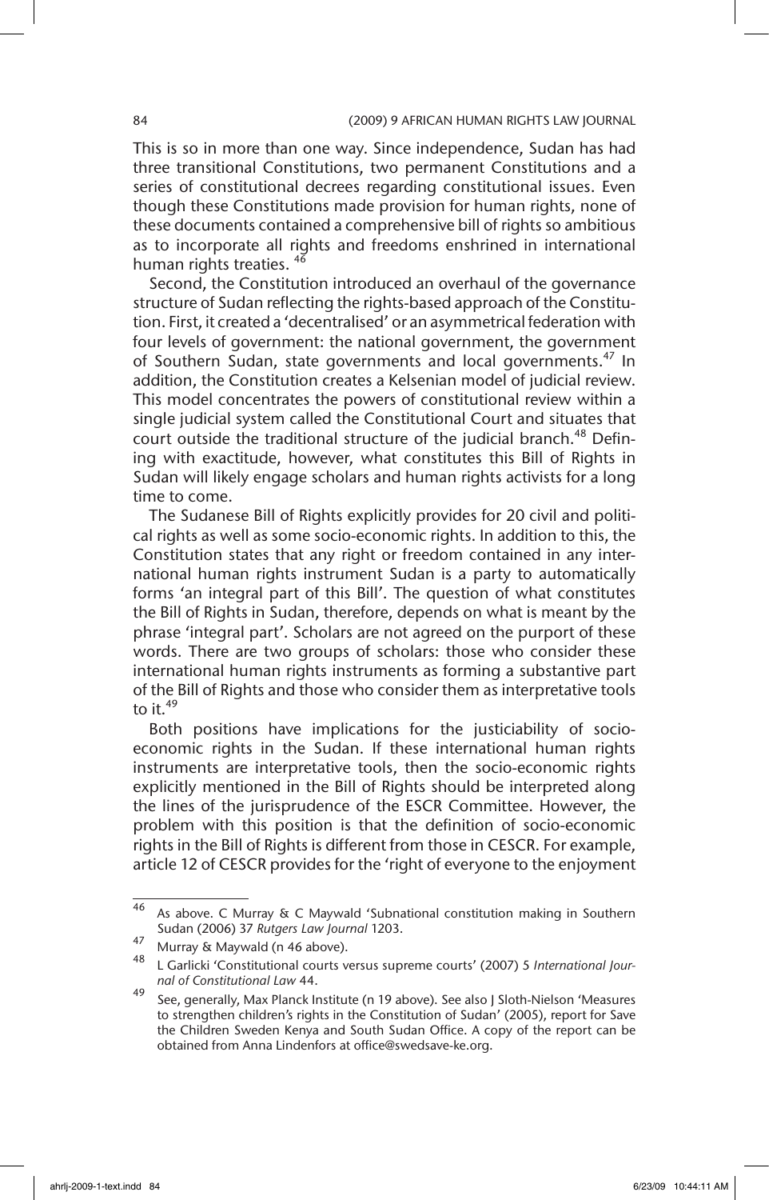This is so in more than one way. Since independence, Sudan has had three transitional Constitutions, two permanent Constitutions and a series of constitutional decrees regarding constitutional issues. Even though these Constitutions made provision for human rights, none of these documents contained a comprehensive bill of rights so ambitious as to incorporate all rights and freedoms enshrined in international human rights treaties. [46]

Second, the Constitution introduced an overhaul of the governance structure of Sudan reflecting the rights-based approach of the Constitution. First, it created a 'decentralised' or an asymmetrical federation with four levels of government: the national government, the government of Southern Sudan, state governments and local governments.[47] In addition, the Constitution creates a Kelsenian model of judicial review. This model concentrates the powers of constitutional review within a single judicial system called the Constitutional Court and situates that court outside the traditional structure of the judicial branch.[48] Defining with exactitude, however, what constitutes this Bill of Rights in Sudan will likely engage scholars and human rights activists for a long time to come.

The Sudanese Bill of Rights explicitly provides for 20 civil and political rights as well as some socio-economic rights. In addition to this, the Constitution states that any right or freedom contained in any international human rights instrument Sudan is a party to automatically forms 'an integral part of this Bill'. The question of what constitutes the Bill of Rights in Sudan, therefore, depends on what is meant by the phrase 'integral part'. Scholars are not agreed on the purport of these words. There are two groups of scholars: those who consider these international human rights instruments as forming a substantive part of the Bill of Rights and those who consider them as interpretative tools to it.[49]

Both positions have implications for the justiciability of socio-economic rights in the Sudan. If these international human rights instruments are interpretative tools, then the socio-economic rights explicitly mentioned in the Bill of Rights should be interpreted along the lines of the jurisprudence of the ESCR Committee. However, the problem with this position is that the definition of socio-economic rights in the Bill of Rights is different from those in CESCR. For example, article 12 of CESCR provides for the 'right of everyone to the enjoyment

---

[46] As above. C Murray & C Maywald 'Subnational constitution making in Southern Sudan (2006) 37 *Rutgers Law Journal* 1203.

[47] Murray & Maywald (n 46 above).

[48] L Garlicki 'Constitutional courts versus supreme courts' (2007) 5 *International Journal of Constitutional Law* 44.

[49] See, generally, Max Planck Institute (n 19 above). See also J Sloth-Nielson 'Measures to strengthen children's rights in the Constitution of Sudan' (2005), report for Save the Children Sweden Kenya and South Sudan Office. A copy of the report can be obtained from Anna Lindenfors at office@swedsave-ke.org.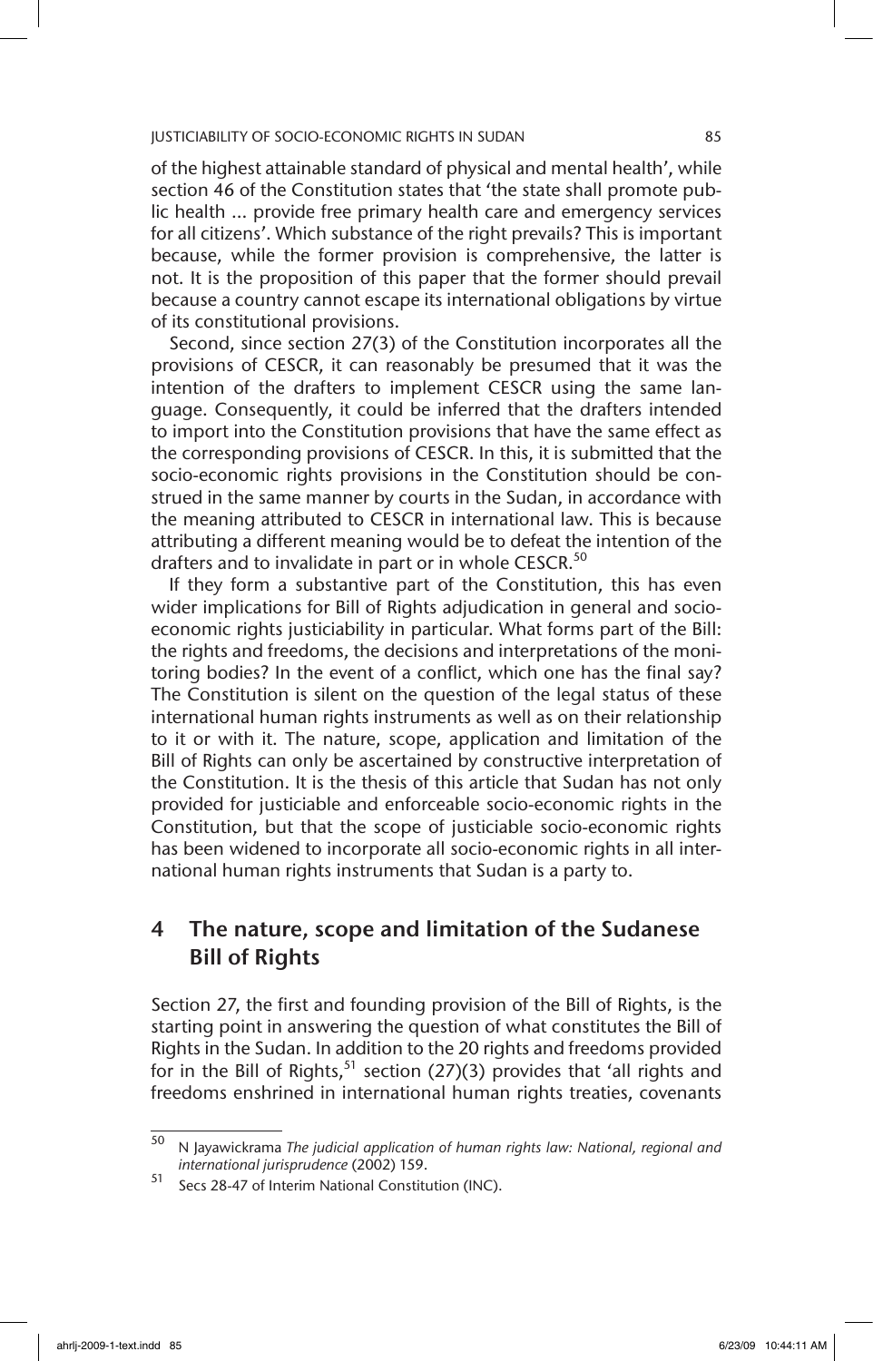of the highest attainable standard of physical and mental health', while section 46 of the Constitution states that 'the state shall promote public health ... provide free primary health care and emergency services for all citizens'. Which substance of the right prevails? This is important because, while the former provision is comprehensive, the latter is not. It is the proposition of this paper that the former should prevail because a country cannot escape its international obligations by virtue of its constitutional provisions.

Second, since section 27(3) of the Constitution incorporates all the provisions of CESCR, it can reasonably be presumed that it was the intention of the drafters to implement CESCR using the same language. Consequently, it could be inferred that the drafters intended to import into the Constitution provisions that have the same effect as the corresponding provisions of CESCR. In this, it is submitted that the socio-economic rights provisions in the Constitution should be construed in the same manner by courts in the Sudan, in accordance with the meaning attributed to CESCR in international law. This is because attributing a different meaning would be to defeat the intention of the drafters and to invalidate in part or in whole CESCR.[50]

If they form a substantive part of the Constitution, this has even wider implications for Bill of Rights adjudication in general and socio-economic rights justiciability in particular. What forms part of the Bill: the rights and freedoms, the decisions and interpretations of the monitoring bodies? In the event of a conflict, which one has the final say? The Constitution is silent on the question of the legal status of these international human rights instruments as well as on their relationship to it or with it. The nature, scope, application and limitation of the Bill of Rights can only be ascertained by constructive interpretation of the Constitution. It is the thesis of this article that Sudan has not only provided for justiciable and enforceable socio-economic rights in the Constitution, but that the scope of justiciable socio-economic rights has been widened to incorporate all socio-economic rights in all international human rights instruments that Sudan is a party to.

## 4 The nature, scope and limitation of the Sudanese Bill of Rights

Section 27, the first and founding provision of the Bill of Rights, is the starting point in answering the question of what constitutes the Bill of Rights in the Sudan. In addition to the 20 rights and freedoms provided for in the Bill of Rights,[51] section (27)(3) provides that 'all rights and freedoms enshrined in international human rights treaties, covenants

---

[50] N Jayawickrama *The judicial application of human rights law: National, regional and international jurisprudence* (2002) 159.

[51] Secs 28-47 of Interim National Constitution (INC).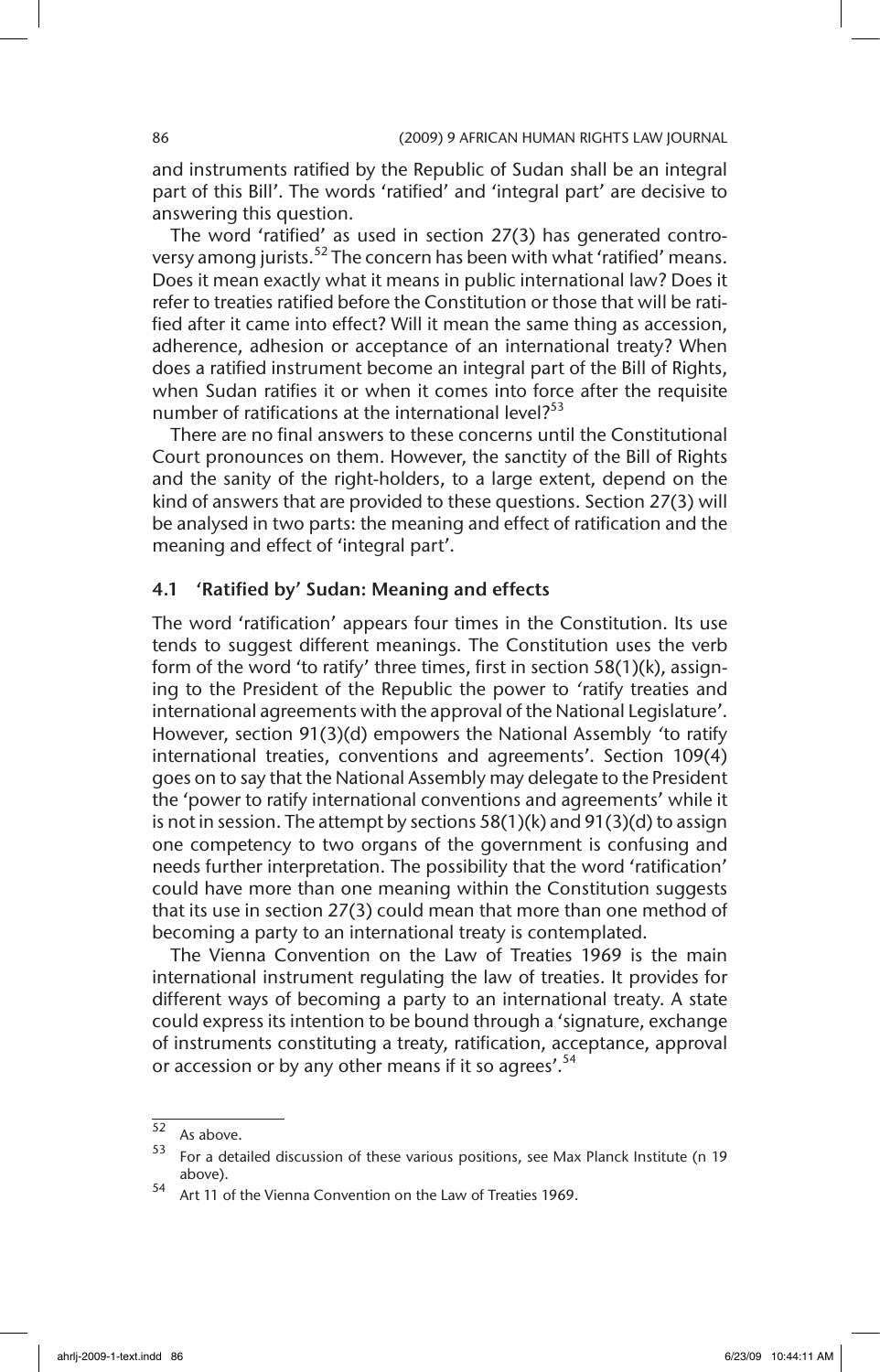and instruments ratified by the Republic of Sudan shall be an integral part of this Bill'. The words 'ratified' and 'integral part' are decisive to answering this question.

The word 'ratified' as used in section 27(3) has generated controversy among jurists.[52] The concern has been with what 'ratified' means. Does it mean exactly what it means in public international law? Does it refer to treaties ratified before the Constitution or those that will be ratified after it came into effect? Will it mean the same thing as accession, adherence, adhesion or acceptance of an international treaty? When does a ratified instrument become an integral part of the Bill of Rights, when Sudan ratifies it or when it comes into force after the requisite number of ratifications at the international level?[53]

There are no final answers to these concerns until the Constitutional Court pronounces on them. However, the sanctity of the Bill of Rights and the sanity of the right-holders, to a large extent, depend on the kind of answers that are provided to these questions. Section 27(3) will be analysed in two parts: the meaning and effect of ratification and the meaning and effect of 'integral part'.

### 4.1 'Ratified by' Sudan: Meaning and effects

The word 'ratification' appears four times in the Constitution. Its use tends to suggest different meanings. The Constitution uses the verb form of the word 'to ratify' three times, first in section 58(1)(k), assigning to the President of the Republic the power to 'ratify treaties and international agreements with the approval of the National Legislature'. However, section 91(3)(d) empowers the National Assembly 'to ratify international treaties, conventions and agreements'. Section 109(4) goes on to say that the National Assembly may delegate to the President the 'power to ratify international conventions and agreements' while it is not in session. The attempt by sections 58(1)(k) and 91(3)(d) to assign one competency to two organs of the government is confusing and needs further interpretation. The possibility that the word 'ratification' could have more than one meaning within the Constitution suggests that its use in section 27(3) could mean that more than one method of becoming a party to an international treaty is contemplated.

The Vienna Convention on the Law of Treaties 1969 is the main international instrument regulating the law of treaties. It provides for different ways of becoming a party to an international treaty. A state could express its intention to be bound through a 'signature, exchange of instruments constituting a treaty, ratification, acceptance, approval or accession or by any other means if it so agrees'.[54]

---

[52] As above.

[53] For a detailed discussion of these various positions, see Max Planck Institute (n 19 above).

[54] Art 11 of the Vienna Convention on the Law of Treaties 1969.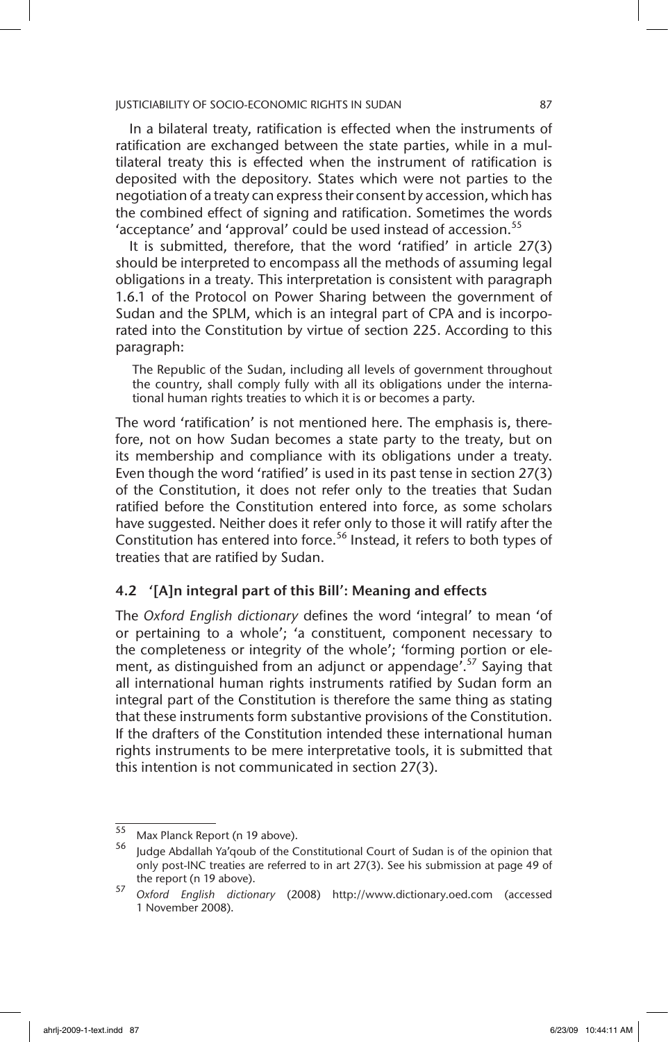In a bilateral treaty, ratification is effected when the instruments of ratification are exchanged between the state parties, while in a multilateral treaty this is effected when the instrument of ratification is deposited with the depository. States which were not parties to the negotiation of a treaty can express their consent by accession, which has the combined effect of signing and ratification. Sometimes the words 'acceptance' and 'approval' could be used instead of accession.[55]

It is submitted, therefore, that the word 'ratified' in article 27(3) should be interpreted to encompass all the methods of assuming legal obligations in a treaty. This interpretation is consistent with paragraph 1.6.1 of the Protocol on Power Sharing between the government of Sudan and the SPLM, which is an integral part of CPA and is incorporated into the Constitution by virtue of section 225. According to this paragraph:

> The Republic of the Sudan, including all levels of government throughout the country, shall comply fully with all its obligations under the international human rights treaties to which it is or becomes a party.

The word 'ratification' is not mentioned here. The emphasis is, therefore, not on how Sudan becomes a state party to the treaty, but on its membership and compliance with its obligations under a treaty. Even though the word 'ratified' is used in its past tense in section 27(3) of the Constitution, it does not refer only to the treaties that Sudan ratified before the Constitution entered into force, as some scholars have suggested. Neither does it refer only to those it will ratify after the Constitution has entered into force.[56] Instead, it refers to both types of treaties that are ratified by Sudan.

### 4.2 '[A]n integral part of this Bill': Meaning and effects

The *Oxford English dictionary* defines the word 'integral' to mean 'of or pertaining to a whole'; 'a constituent, component necessary to the completeness or integrity of the whole'; 'forming portion or element, as distinguished from an adjunct or appendage'.[57] Saying that all international human rights instruments ratified by Sudan form an integral part of the Constitution is therefore the same thing as stating that these instruments form substantive provisions of the Constitution. If the drafters of the Constitution intended these international human rights instruments to be mere interpretative tools, it is submitted that this intention is not communicated in section 27(3).

---

55 Max Planck Report (n 19 above).

56 Judge Abdallah Ya'qoub of the Constitutional Court of Sudan is of the opinion that only post-INC treaties are referred to in art 27(3). See his submission at page 49 of the report (n 19 above).

57 *Oxford English dictionary* (2008) http://www.dictionary.oed.com (accessed 1 November 2008).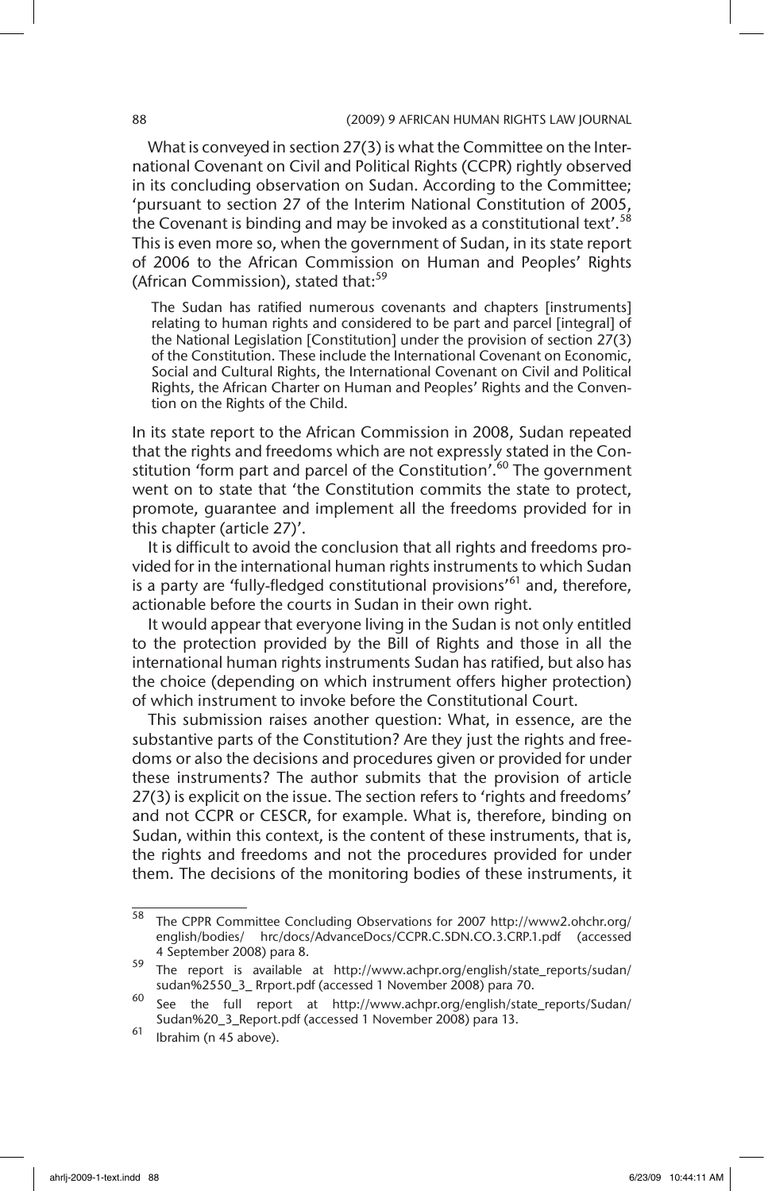What is conveyed in section 27(3) is what the Committee on the International Covenant on Civil and Political Rights (CCPR) rightly observed in its concluding observation on Sudan. According to the Committee; 'pursuant to section 27 of the Interim National Constitution of 2005, the Covenant is binding and may be invoked as a constitutional text'.[58] This is even more so, when the government of Sudan, in its state report of 2006 to the African Commission on Human and Peoples' Rights (African Commission), stated that:[59]

> The Sudan has ratified numerous covenants and chapters [instruments] relating to human rights and considered to be part and parcel [integral] of the National Legislation [Constitution] under the provision of section 27(3) of the Constitution. These include the International Covenant on Economic, Social and Cultural Rights, the International Covenant on Civil and Political Rights, the African Charter on Human and Peoples' Rights and the Convention on the Rights of the Child.

In its state report to the African Commission in 2008, Sudan repeated that the rights and freedoms which are not expressly stated in the Constitution 'form part and parcel of the Constitution'.[60] The government went on to state that 'the Constitution commits the state to protect, promote, guarantee and implement all the freedoms provided for in this chapter (article 27)'.

It is difficult to avoid the conclusion that all rights and freedoms provided for in the international human rights instruments to which Sudan is a party are 'fully-fledged constitutional provisions'[61] and, therefore, actionable before the courts in Sudan in their own right.

It would appear that everyone living in the Sudan is not only entitled to the protection provided by the Bill of Rights and those in all the international human rights instruments Sudan has ratified, but also has the choice (depending on which instrument offers higher protection) of which instrument to invoke before the Constitutional Court.

This submission raises another question: What, in essence, are the substantive parts of the Constitution? Are they just the rights and freedoms or also the decisions and procedures given or provided for under these instruments? The author submits that the provision of article 27(3) is explicit on the issue. The section refers to 'rights and freedoms' and not CCPR or CESCR, for example. What is, therefore, binding on Sudan, within this context, is the content of these instruments, that is, the rights and freedoms and not the procedures provided for under them. The decisions of the monitoring bodies of these instruments, it

---

[58] The CPPR Committee Concluding Observations for 2007 http://www2.ohchr.org/english/bodies/ hrc/docs/AdvanceDocs/CCPR.C.SDN.CO.3.CRP.1.pdf (accessed 4 September 2008) para 8.

[59] The report is available at http://www.achpr.org/english/state_reports/sudan/sudan%2550_3_ Rrport.pdf (accessed 1 November 2008) para 70.

[60] See the full report at http://www.achpr.org/english/state_reports/Sudan/Sudan%20_3_Report.pdf (accessed 1 November 2008) para 13.

[61] Ibrahim (n 45 above).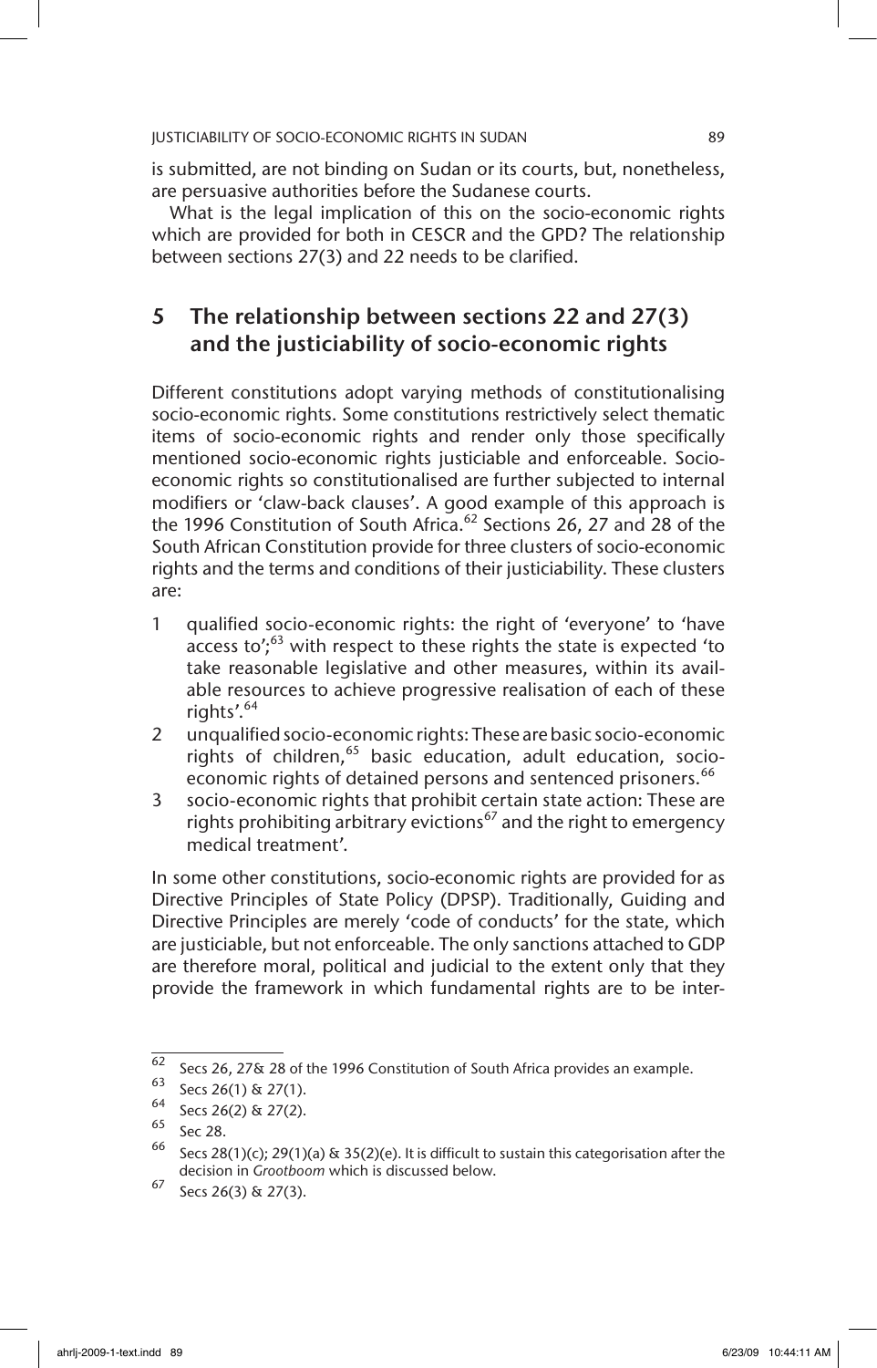is submitted, are not binding on Sudan or its courts, but, nonetheless, are persuasive authorities before the Sudanese courts.

What is the legal implication of this on the socio-economic rights which are provided for both in CESCR and the GPD? The relationship between sections 27(3) and 22 needs to be clarified.

## 5 The relationship between sections 22 and 27(3) and the justiciability of socio-economic rights

Different constitutions adopt varying methods of constitutionalising socio-economic rights. Some constitutions restrictively select thematic items of socio-economic rights and render only those specifically mentioned socio-economic rights justiciable and enforceable. Socio-economic rights so constitutionalised are further subjected to internal modifiers or 'claw-back clauses'. A good example of this approach is the 1996 Constitution of South Africa.[62] Sections 26, 27 and 28 of the South African Constitution provide for three clusters of socio-economic rights and the terms and conditions of their justiciability. These clusters are:

1. qualified socio-economic rights: the right of 'everyone' to 'have access to';[63] with respect to these rights the state is expected 'to take reasonable legislative and other measures, within its available resources to achieve progressive realisation of each of these rights'.[64]
2. unqualified socio-economic rights: These are basic socio-economic rights of children,[65] basic education, adult education, socio-economic rights of detained persons and sentenced prisoners.[66]
3. socio-economic rights that prohibit certain state action: These are rights prohibiting arbitrary evictions[67] and the right to emergency medical treatment'.

In some other constitutions, socio-economic rights are provided for as Directive Principles of State Policy (DPSP). Traditionally, Guiding and Directive Principles are merely 'code of conducts' for the state, which are justiciable, but not enforceable. The only sanctions attached to GDP are therefore moral, political and judicial to the extent only that they provide the framework in which fundamental rights are to be inter-

---

[62] Secs 26, 27& 28 of the 1996 Constitution of South Africa provides an example.

[63] Secs 26(1) & 27(1).

[64] Secs 26(2) & 27(2).

[65] Sec 28.

[66] Secs 28(1)(c); 29(1)(a) & 35(2)(e). It is difficult to sustain this categorisation after the decision in *Grootboom* which is discussed below.

[67] Secs 26(3) & 27(3).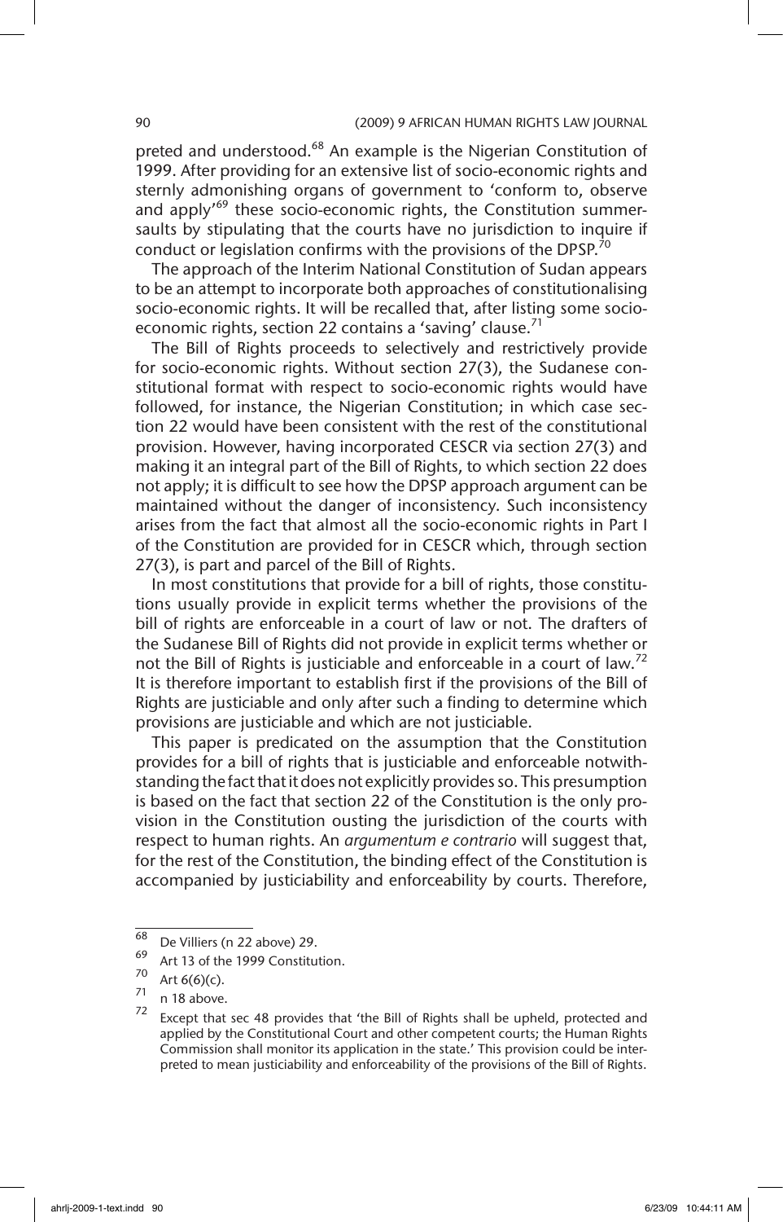preted and understood.[68] An example is the Nigerian Constitution of 1999. After providing for an extensive list of socio-economic rights and sternly admonishing organs of government to 'conform to, observe and apply'[69] these socio-economic rights, the Constitution summersaults by stipulating that the courts have no jurisdiction to inquire if conduct or legislation confirms with the provisions of the DPSP.[70]

The approach of the Interim National Constitution of Sudan appears to be an attempt to incorporate both approaches of constitutionalising socio-economic rights. It will be recalled that, after listing some socio-economic rights, section 22 contains a 'saving' clause.[71]

The Bill of Rights proceeds to selectively and restrictively provide for socio-economic rights. Without section 27(3), the Sudanese constitutional format with respect to socio-economic rights would have followed, for instance, the Nigerian Constitution; in which case section 22 would have been consistent with the rest of the constitutional provision. However, having incorporated CESCR via section 27(3) and making it an integral part of the Bill of Rights, to which section 22 does not apply; it is difficult to see how the DPSP approach argument can be maintained without the danger of inconsistency. Such inconsistency arises from the fact that almost all the socio-economic rights in Part I of the Constitution are provided for in CESCR which, through section 27(3), is part and parcel of the Bill of Rights.

In most constitutions that provide for a bill of rights, those constitutions usually provide in explicit terms whether the provisions of the bill of rights are enforceable in a court of law or not. The drafters of the Sudanese Bill of Rights did not provide in explicit terms whether or not the Bill of Rights is justiciable and enforceable in a court of law.[72] It is therefore important to establish first if the provisions of the Bill of Rights are justiciable and only after such a finding to determine which provisions are justiciable and which are not justiciable.

This paper is predicated on the assumption that the Constitution provides for a bill of rights that is justiciable and enforceable notwithstanding the fact that it does not explicitly provides so. This presumption is based on the fact that section 22 of the Constitution is the only provision in the Constitution ousting the jurisdiction of the courts with respect to human rights. An *argumentum e contrario* will suggest that, for the rest of the Constitution, the binding effect of the Constitution is accompanied by justiciability and enforceability by courts. Therefore,

---

68 De Villiers (n 22 above) 29.

69 Art 13 of the 1999 Constitution.

70 Art 6(6)(c).

71 n 18 above.

72 Except that sec 48 provides that 'the Bill of Rights shall be upheld, protected and applied by the Constitutional Court and other competent courts; the Human Rights Commission shall monitor its application in the state.' This provision could be interpreted to mean justiciability and enforceability of the provisions of the Bill of Rights.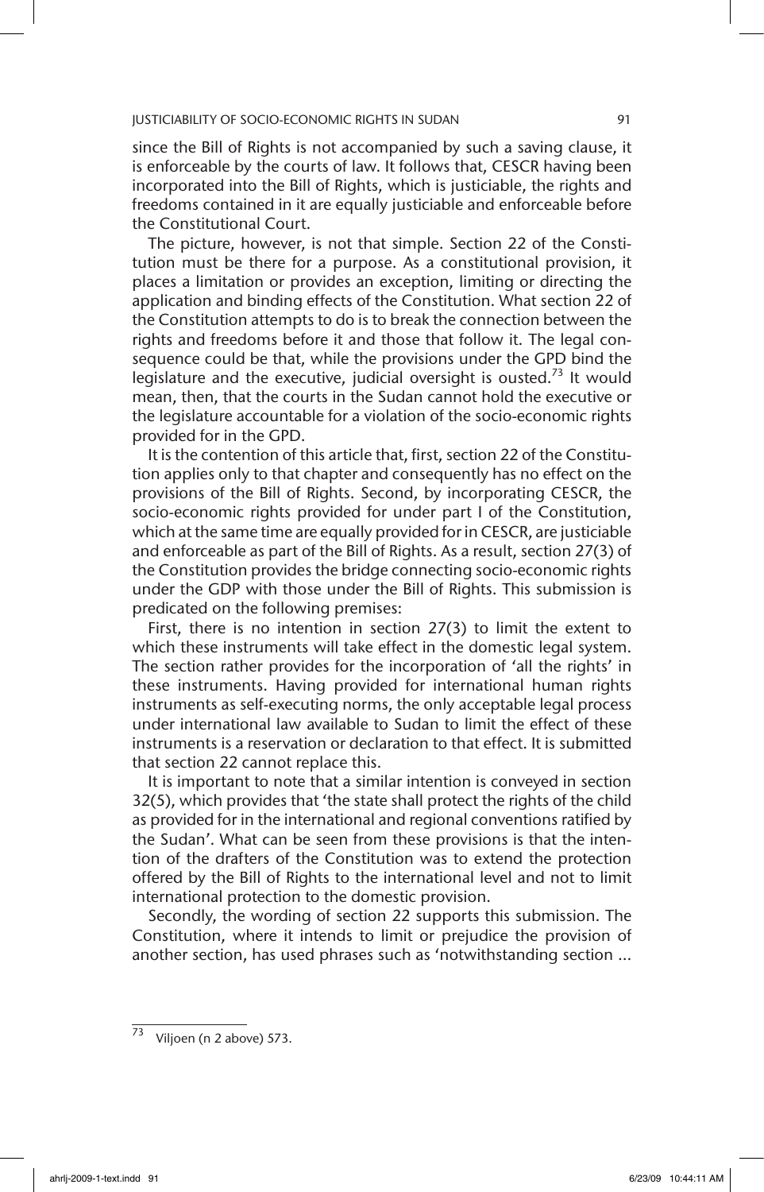since the Bill of Rights is not accompanied by such a saving clause, it is enforceable by the courts of law. It follows that, CESCR having been incorporated into the Bill of Rights, which is justiciable, the rights and freedoms contained in it are equally justiciable and enforceable before the Constitutional Court.

The picture, however, is not that simple. Section 22 of the Constitution must be there for a purpose. As a constitutional provision, it places a limitation or provides an exception, limiting or directing the application and binding effects of the Constitution. What section 22 of the Constitution attempts to do is to break the connection between the rights and freedoms before it and those that follow it. The legal consequence could be that, while the provisions under the GPD bind the legislature and the executive, judicial oversight is ousted.[73] It would mean, then, that the courts in the Sudan cannot hold the executive or the legislature accountable for a violation of the socio-economic rights provided for in the GPD.

It is the contention of this article that, first, section 22 of the Constitution applies only to that chapter and consequently has no effect on the provisions of the Bill of Rights. Second, by incorporating CESCR, the socio-economic rights provided for under part I of the Constitution, which at the same time are equally provided for in CESCR, are justiciable and enforceable as part of the Bill of Rights. As a result, section 27(3) of the Constitution provides the bridge connecting socio-economic rights under the GDP with those under the Bill of Rights. This submission is predicated on the following premises:

First, there is no intention in section 27(3) to limit the extent to which these instruments will take effect in the domestic legal system. The section rather provides for the incorporation of 'all the rights' in these instruments. Having provided for international human rights instruments as self-executing norms, the only acceptable legal process under international law available to Sudan to limit the effect of these instruments is a reservation or declaration to that effect. It is submitted that section 22 cannot replace this.

It is important to note that a similar intention is conveyed in section 32(5), which provides that 'the state shall protect the rights of the child as provided for in the international and regional conventions ratified by the Sudan'. What can be seen from these provisions is that the intention of the drafters of the Constitution was to extend the protection offered by the Bill of Rights to the international level and not to limit international protection to the domestic provision.

Secondly, the wording of section 22 supports this submission. The Constitution, where it intends to limit or prejudice the provision of another section, has used phrases such as 'notwithstanding section ...

[73] Viljoen (n 2 above) 573.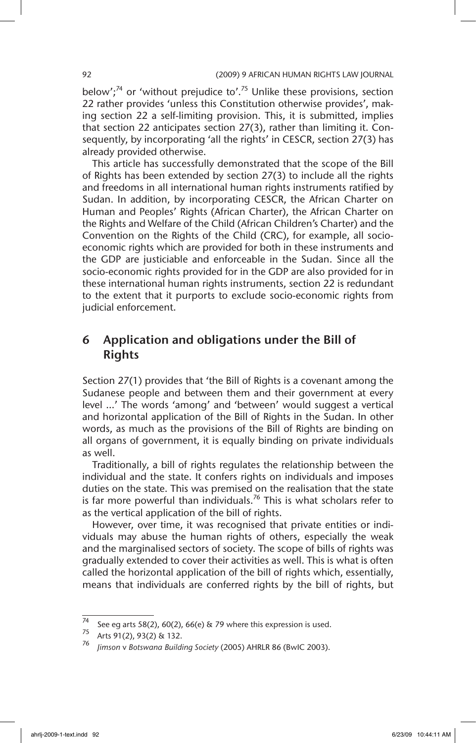below';[74] or 'without prejudice to'.[75] Unlike these provisions, section 22 rather provides 'unless this Constitution otherwise provides', making section 22 a self-limiting provision. This, it is submitted, implies that section 22 anticipates section 27(3), rather than limiting it. Consequently, by incorporating 'all the rights' in CESCR, section 27(3) has already provided otherwise.

This article has successfully demonstrated that the scope of the Bill of Rights has been extended by section 27(3) to include all the rights and freedoms in all international human rights instruments ratified by Sudan. In addition, by incorporating CESCR, the African Charter on Human and Peoples' Rights (African Charter), the African Charter on the Rights and Welfare of the Child (African Children's Charter) and the Convention on the Rights of the Child (CRC), for example, all socio-economic rights which are provided for both in these instruments and the GDP are justiciable and enforceable in the Sudan. Since all the socio-economic rights provided for in the GDP are also provided for in these international human rights instruments, section 22 is redundant to the extent that it purports to exclude socio-economic rights from judicial enforcement.

## 6 Application and obligations under the Bill of Rights

Section 27(1) provides that 'the Bill of Rights is a covenant among the Sudanese people and between them and their government at every level ...' The words 'among' and 'between' would suggest a vertical and horizontal application of the Bill of Rights in the Sudan. In other words, as much as the provisions of the Bill of Rights are binding on all organs of government, it is equally binding on private individuals as well.

Traditionally, a bill of rights regulates the relationship between the individual and the state. It confers rights on individuals and imposes duties on the state. This was premised on the realisation that the state is far more powerful than individuals.[76] This is what scholars refer to as the vertical application of the bill of rights.

However, over time, it was recognised that private entities or individuals may abuse the human rights of others, especially the weak and the marginalised sectors of society. The scope of bills of rights was gradually extended to cover their activities as well. This is what is often called the horizontal application of the bill of rights which, essentially, means that individuals are conferred rights by the bill of rights, but

---

[74] See eg arts 58(2), 60(2), 66(e) & 79 where this expression is used.

[75] Arts 91(2), 93(2) & 132.

[76] *Jimson* v *Botswana Building Society* (2005) AHRLR 86 (BwIC 2003).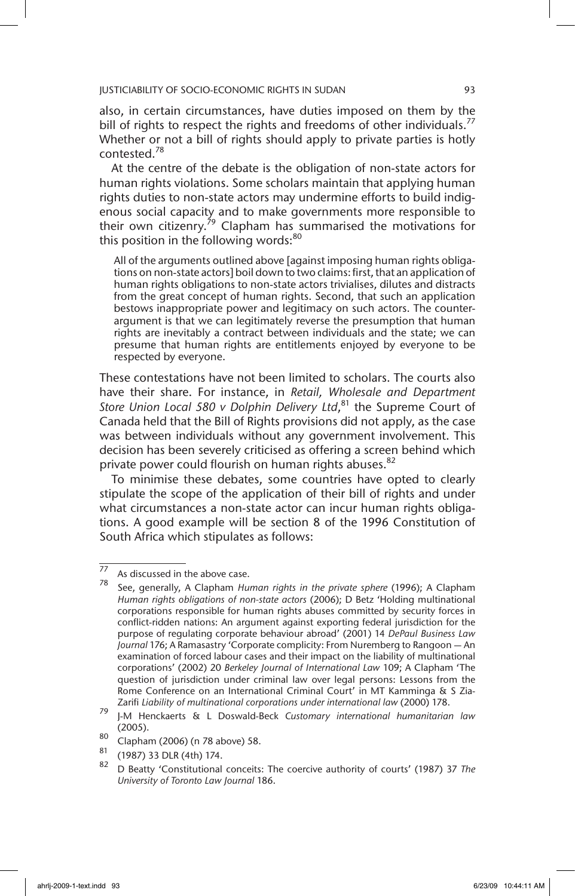also, in certain circumstances, have duties imposed on them by the bill of rights to respect the rights and freedoms of other individuals.[77] Whether or not a bill of rights should apply to private parties is hotly contested.[78]

At the centre of the debate is the obligation of non-state actors for human rights violations. Some scholars maintain that applying human rights duties to non-state actors may undermine efforts to build indigenous social capacity and to make governments more responsible to their own citizenry.[79] Clapham has summarised the motivations for this position in the following words:[80]

> All of the arguments outlined above [against imposing human rights obligations on non-state actors] boil down to two claims: first, that an application of human rights obligations to non-state actors trivialises, dilutes and distracts from the great concept of human rights. Second, that such an application bestows inappropriate power and legitimacy on such actors. The counter-argument is that we can legitimately reverse the presumption that human rights are inevitably a contract between individuals and the state; we can presume that human rights are entitlements enjoyed by everyone to be respected by everyone.

These contestations have not been limited to scholars. The courts also have their share. For instance, in *Retail, Wholesale and Department Store Union Local 580 v Dolphin Delivery Ltd*,[81] the Supreme Court of Canada held that the Bill of Rights provisions did not apply, as the case was between individuals without any government involvement. This decision has been severely criticised as offering a screen behind which private power could flourish on human rights abuses.[82]

To minimise these debates, some countries have opted to clearly stipulate the scope of the application of their bill of rights and under what circumstances a non-state actor can incur human rights obligations. A good example will be section 8 of the 1996 Constitution of South Africa which stipulates as follows:

---

77 As discussed in the above case.

78 See, generally, A Clapham *Human rights in the private sphere* (1996); A Clapham *Human rights obligations of non-state actors* (2006); D Betz 'Holding multinational corporations responsible for human rights abuses committed by security forces in conflict-ridden nations: An argument against exporting federal jurisdiction for the purpose of regulating corporate behaviour abroad' (2001) 14 *DePaul Business Law Journal* 176; A Ramasastry 'Corporate complicity: From Nuremberg to Rangoon — An examination of forced labour cases and their impact on the liability of multinational corporations' (2002) 20 *Berkeley Journal of International Law* 109; A Clapham 'The question of jurisdiction under criminal law over legal persons: Lessons from the Rome Conference on an International Criminal Court' in MT Kamminga & S Zia-Zarifi *Liability of multinational corporations under international law* (2000) 178.

79 J-M Henckaerts & L Doswald-Beck *Customary international humanitarian law* (2005).

80 Clapham (2006) (n 78 above) 58.

81 (1987) 33 DLR (4th) 174.

82 D Beatty 'Constitutional conceits: The coercive authority of courts' (1987) 37 *The University of Toronto Law Journal* 186.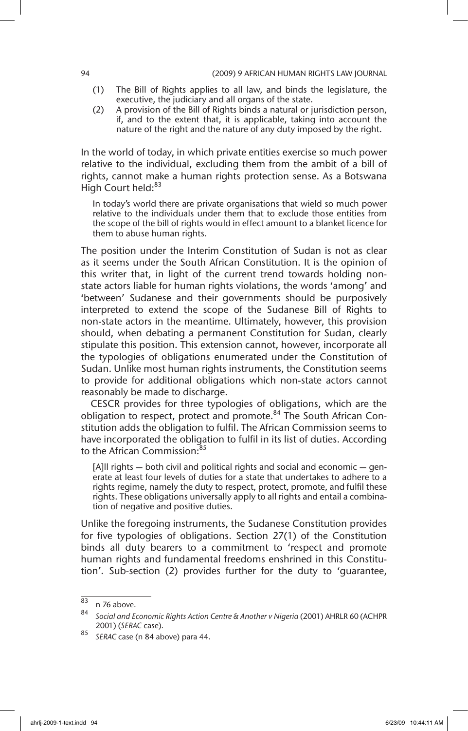(1) The Bill of Rights applies to all law, and binds the legislature, the executive, the judiciary and all organs of the state.
(2) A provision of the Bill of Rights binds a natural or jurisdiction person, if, and to the extent that, it is applicable, taking into account the nature of the right and the nature of any duty imposed by the right.

In the world of today, in which private entities exercise so much power relative to the individual, excluding them from the ambit of a bill of rights, cannot make a human rights protection sense. As a Botswana High Court held:[83]

> In today's world there are private organisations that wield so much power relative to the individuals under them that to exclude those entities from the scope of the bill of rights would in effect amount to a blanket licence for them to abuse human rights.

The position under the Interim Constitution of Sudan is not as clear as it seems under the South African Constitution. It is the opinion of this writer that, in light of the current trend towards holding non-state actors liable for human rights violations, the words 'among' and 'between' Sudanese and their governments should be purposively interpreted to extend the scope of the Sudanese Bill of Rights to non-state actors in the meantime. Ultimately, however, this provision should, when debating a permanent Constitution for Sudan, clearly stipulate this position. This extension cannot, however, incorporate all the typologies of obligations enumerated under the Constitution of Sudan. Unlike most human rights instruments, the Constitution seems to provide for additional obligations which non-state actors cannot reasonably be made to discharge.

CESCR provides for three typologies of obligations, which are the obligation to respect, protect and promote.[84] The South African Constitution adds the obligation to fulfil. The African Commission seems to have incorporated the obligation to fulfil in its list of duties. According to the African Commission:[85]

> [A]ll rights — both civil and political rights and social and economic — generate at least four levels of duties for a state that undertakes to adhere to a rights regime, namely the duty to respect, protect, promote, and fulfil these rights. These obligations universally apply to all rights and entail a combination of negative and positive duties.

Unlike the foregoing instruments, the Sudanese Constitution provides for five typologies of obligations. Section 27(1) of the Constitution binds all duty bearers to a commitment to 'respect and promote human rights and fundamental freedoms enshrined in this Constitution'. Sub-section (2) provides further for the duty to 'guarantee,

---

[83] n 76 above.

[84] *Social and Economic Rights Action Centre & Another v Nigeria* (2001) AHRLR 60 (ACHPR 2001) (*SERAC* case).

[85] *SERAC* case (n 84 above) para 44.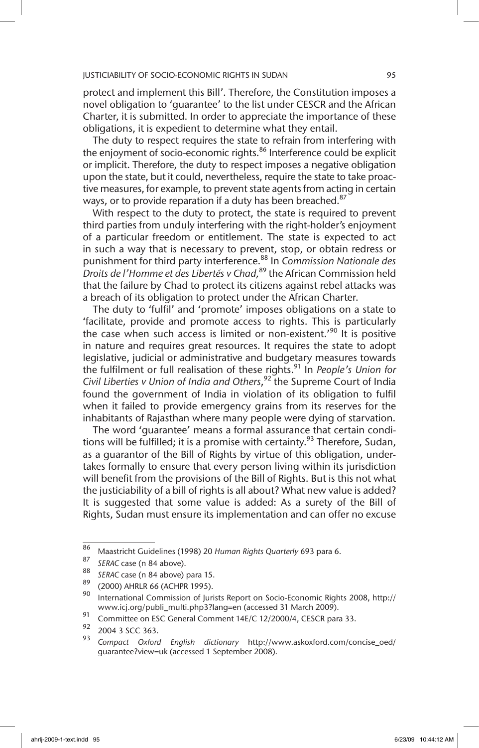protect and implement this Bill'. Therefore, the Constitution imposes a novel obligation to 'guarantee' to the list under CESCR and the African Charter, it is submitted. In order to appreciate the importance of these obligations, it is expedient to determine what they entail.

The duty to respect requires the state to refrain from interfering with the enjoyment of socio-economic rights.[86] Interference could be explicit or implicit. Therefore, the duty to respect imposes a negative obligation upon the state, but it could, nevertheless, require the state to take proactive measures, for example, to prevent state agents from acting in certain ways, or to provide reparation if a duty has been breached.[87]

With respect to the duty to protect, the state is required to prevent third parties from unduly interfering with the right-holder's enjoyment of a particular freedom or entitlement. The state is expected to act in such a way that is necessary to prevent, stop, or obtain redress or punishment for third party interference.[88] In *Commission Nationale des Droits de l'Homme et des Libertés v Chad,*[89] the African Commission held that the failure by Chad to protect its citizens against rebel attacks was a breach of its obligation to protect under the African Charter.

The duty to 'fulfil' and 'promote' imposes obligations on a state to 'facilitate, provide and promote access to rights. This is particularly the case when such access is limited or non-existent.'[90] It is positive in nature and requires great resources. It requires the state to adopt legislative, judicial or administrative and budgetary measures towards the fulfilment or full realisation of these rights.[91] In *People's Union for Civil Liberties v Union of India and Others*,[92] the Supreme Court of India found the government of India in violation of its obligation to fulfil when it failed to provide emergency grains from its reserves for the inhabitants of Rajasthan where many people were dying of starvation.

The word 'guarantee' means a formal assurance that certain conditions will be fulfilled; it is a promise with certainty.[93] Therefore, Sudan, as a guarantor of the Bill of Rights by virtue of this obligation, undertakes formally to ensure that every person living within its jurisdiction will benefit from the provisions of the Bill of Rights. But is this not what the justiciability of a bill of rights is all about? What new value is added? It is suggested that some value is added: As a surety of the Bill of Rights, Sudan must ensure its implementation and can offer no excuse

---

[86] Maastricht Guidelines (1998) 20 *Human Rights Quarterly* 693 para 6.

[87] *SERAC* case (n 84 above).

[88] *SERAC* case (n 84 above) para 15.

[89] (2000) AHRLR 66 (ACHPR 1995).

[90] International Commission of Jurists Report on Socio-Economic Rights 2008, http://www.icj.org/publi_multi.php3?lang=en (accessed 31 March 2009).

[91] Committee on ESC General Comment 14E/C 12/2000/4, CESCR para 33.

[92] 2004 3 SCC 363.

[93] *Compact Oxford English dictionary* http://www.askoxford.com/concise_oed/guarantee?view=uk (accessed 1 September 2008).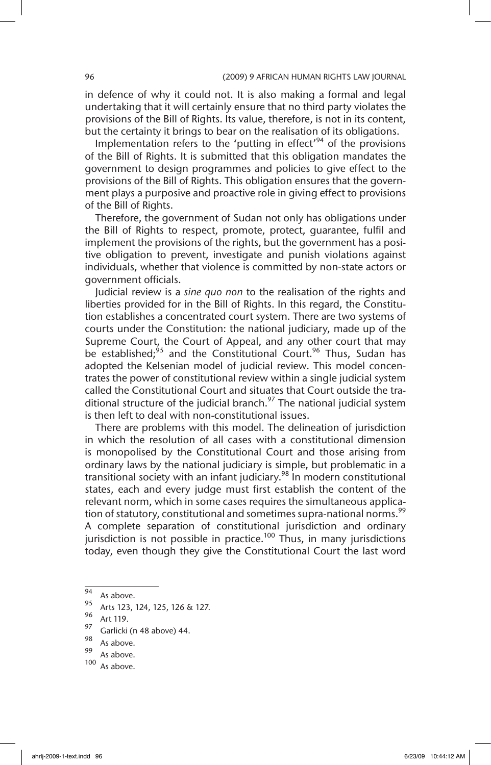in defence of why it could not. It is also making a formal and legal undertaking that it will certainly ensure that no third party violates the provisions of the Bill of Rights. Its value, therefore, is not in its content, but the certainty it brings to bear on the realisation of its obligations.

Implementation refers to the 'putting in effect'[94] of the provisions of the Bill of Rights. It is submitted that this obligation mandates the government to design programmes and policies to give effect to the provisions of the Bill of Rights. This obligation ensures that the government plays a purposive and proactive role in giving effect to provisions of the Bill of Rights.

Therefore, the government of Sudan not only has obligations under the Bill of Rights to respect, promote, protect, guarantee, fulfil and implement the provisions of the rights, but the government has a positive obligation to prevent, investigate and punish violations against individuals, whether that violence is committed by non-state actors or government officials.

Judicial review is a *sine quo non* to the realisation of the rights and liberties provided for in the Bill of Rights. In this regard, the Constitution establishes a concentrated court system. There are two systems of courts under the Constitution: the national judiciary, made up of the Supreme Court, the Court of Appeal, and any other court that may be established;[95] and the Constitutional Court.[96] Thus, Sudan has adopted the Kelsenian model of judicial review. This model concentrates the power of constitutional review within a single judicial system called the Constitutional Court and situates that Court outside the traditional structure of the judicial branch.[97] The national judicial system is then left to deal with non-constitutional issues.

There are problems with this model. The delineation of jurisdiction in which the resolution of all cases with a constitutional dimension is monopolised by the Constitutional Court and those arising from ordinary laws by the national judiciary is simple, but problematic in a transitional society with an infant judiciary.[98] In modern constitutional states, each and every judge must first establish the content of the relevant norm, which in some cases requires the simultaneous application of statutory, constitutional and sometimes supra-national norms.[99] A complete separation of constitutional jurisdiction and ordinary jurisdiction is not possible in practice.[100] Thus, in many jurisdictions today, even though they give the Constitutional Court the last word

---

94 As above.
95 Arts 123, 124, 125, 126 & 127.
96 Art 119.
97 Garlicki (n 48 above) 44.
98 As above.
99 As above.
100 As above.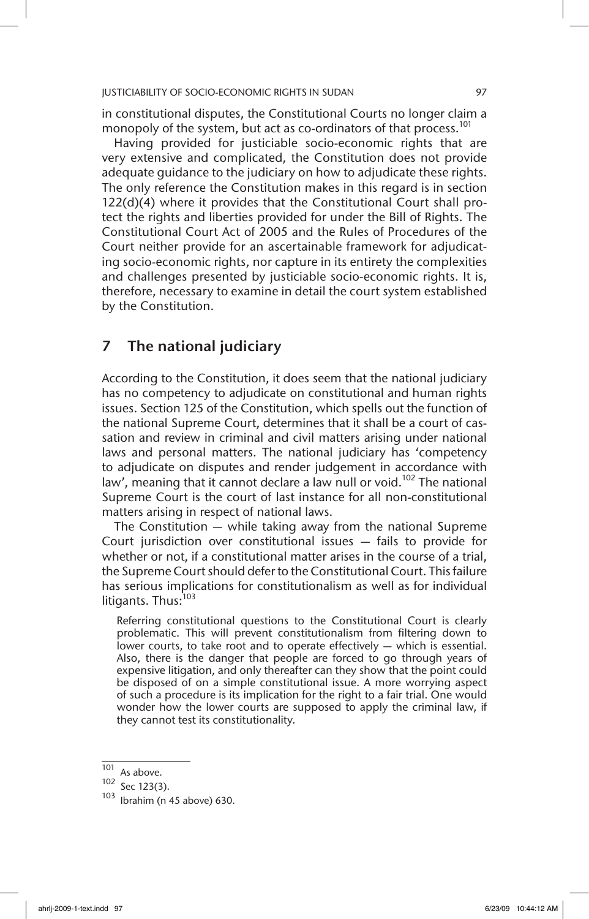in constitutional disputes, the Constitutional Courts no longer claim a monopoly of the system, but act as co-ordinators of that process.[101]

Having provided for justiciable socio-economic rights that are very extensive and complicated, the Constitution does not provide adequate guidance to the judiciary on how to adjudicate these rights. The only reference the Constitution makes in this regard is in section 122(d)(4) where it provides that the Constitutional Court shall protect the rights and liberties provided for under the Bill of Rights. The Constitutional Court Act of 2005 and the Rules of Procedures of the Court neither provide for an ascertainable framework for adjudicating socio-economic rights, nor capture in its entirety the complexities and challenges presented by justiciable socio-economic rights. It is, therefore, necessary to examine in detail the court system established by the Constitution.

## 7 The national judiciary

According to the Constitution, it does seem that the national judiciary has no competency to adjudicate on constitutional and human rights issues. Section 125 of the Constitution, which spells out the function of the national Supreme Court, determines that it shall be a court of cassation and review in criminal and civil matters arising under national laws and personal matters. The national judiciary has 'competency to adjudicate on disputes and render judgement in accordance with law', meaning that it cannot declare a law null or void.[102] The national Supreme Court is the court of last instance for all non-constitutional matters arising in respect of national laws.

The Constitution — while taking away from the national Supreme Court jurisdiction over constitutional issues — fails to provide for whether or not, if a constitutional matter arises in the course of a trial, the Supreme Court should defer to the Constitutional Court. This failure has serious implications for constitutionalism as well as for individual litigants. Thus:[103]

> Referring constitutional questions to the Constitutional Court is clearly problematic. This will prevent constitutionalism from filtering down to lower courts, to take root and to operate effectively — which is essential. Also, there is the danger that people are forced to go through years of expensive litigation, and only thereafter can they show that the point could be disposed of on a simple constitutional issue. A more worrying aspect of such a procedure is its implication for the right to a fair trial. One would wonder how the lower courts are supposed to apply the criminal law, if they cannot test its constitutionality.

---

[101] As above.

[102] Sec 123(3).

[103] Ibrahim (n 45 above) 630.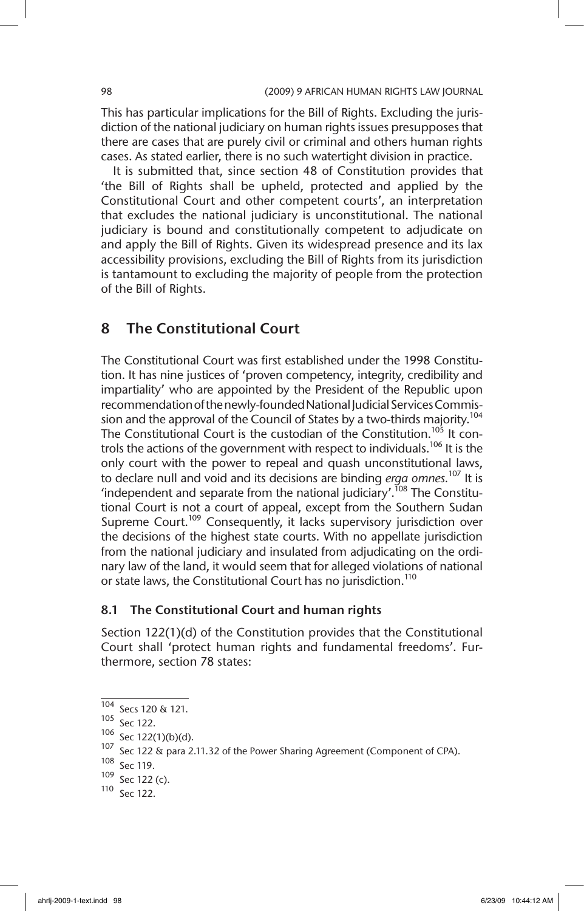This has particular implications for the Bill of Rights. Excluding the jurisdiction of the national judiciary on human rights issues presupposes that there are cases that are purely civil or criminal and others human rights cases. As stated earlier, there is no such watertight division in practice.

It is submitted that, since section 48 of Constitution provides that 'the Bill of Rights shall be upheld, protected and applied by the Constitutional Court and other competent courts', an interpretation that excludes the national judiciary is unconstitutional. The national judiciary is bound and constitutionally competent to adjudicate on and apply the Bill of Rights. Given its widespread presence and its lax accessibility provisions, excluding the Bill of Rights from its jurisdiction is tantamount to excluding the majority of people from the protection of the Bill of Rights.

## 8 The Constitutional Court

The Constitutional Court was first established under the 1998 Constitution. It has nine justices of 'proven competency, integrity, credibility and impartiality' who are appointed by the President of the Republic upon recommendation of the newly-founded National Judicial Services Commission and the approval of the Council of States by a two-thirds majority.[104] The Constitutional Court is the custodian of the Constitution.[105] It controls the actions of the government with respect to individuals.[106] It is the only court with the power to repeal and quash unconstitutional laws, to declare null and void and its decisions are binding *erga omnes.*[107] It is 'independent and separate from the national judiciary'.[108] The Constitutional Court is not a court of appeal, except from the Southern Sudan Supreme Court.[109] Consequently, it lacks supervisory jurisdiction over the decisions of the highest state courts. With no appellate jurisdiction from the national judiciary and insulated from adjudicating on the ordinary law of the land, it would seem that for alleged violations of national or state laws, the Constitutional Court has no jurisdiction.[110]

### 8.1 The Constitutional Court and human rights

Section 122(1)(d) of the Constitution provides that the Constitutional Court shall 'protect human rights and fundamental freedoms'. Furthermore, section 78 states:

---

[104] Secs 120 & 121.

[105] Sec 122.

[106] Sec 122(1)(b)(d).

[107] Sec 122 & para 2.11.32 of the Power Sharing Agreement (Component of CPA).

[108] Sec 119.

[109] Sec 122 (c).

[110] Sec 122.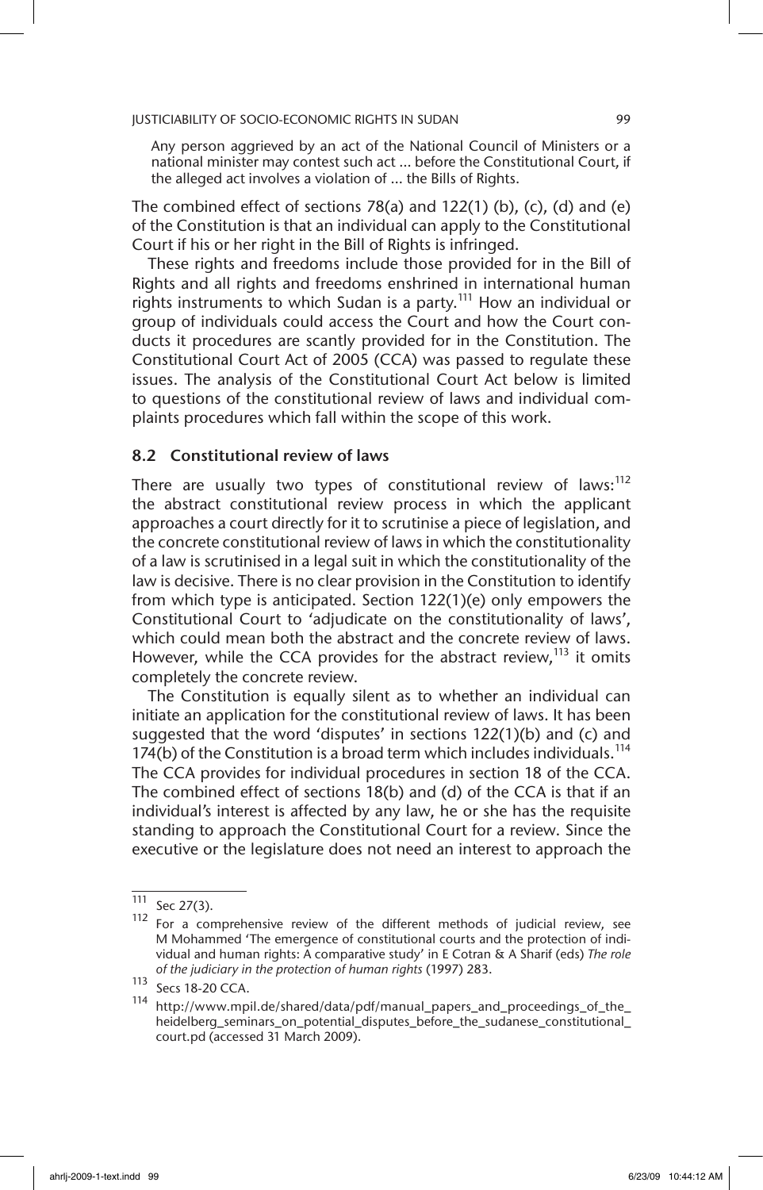> Any person aggrieved by an act of the National Council of Ministers or a national minister may contest such act ... before the Constitutional Court, if the alleged act involves a violation of ... the Bills of Rights.

The combined effect of sections 78(a) and 122(1) (b), (c), (d) and (e) of the Constitution is that an individual can apply to the Constitutional Court if his or her right in the Bill of Rights is infringed.

These rights and freedoms include those provided for in the Bill of Rights and all rights and freedoms enshrined in international human rights instruments to which Sudan is a party.[111] How an individual or group of individuals could access the Court and how the Court conducts it procedures are scantly provided for in the Constitution. The Constitutional Court Act of 2005 (CCA) was passed to regulate these issues. The analysis of the Constitutional Court Act below is limited to questions of the constitutional review of laws and individual complaints procedures which fall within the scope of this work.

### 8.2 Constitutional review of laws

There are usually two types of constitutional review of laws:[112] the abstract constitutional review process in which the applicant approaches a court directly for it to scrutinise a piece of legislation, and the concrete constitutional review of laws in which the constitutionality of a law is scrutinised in a legal suit in which the constitutionality of the law is decisive. There is no clear provision in the Constitution to identify from which type is anticipated. Section 122(1)(e) only empowers the Constitutional Court to 'adjudicate on the constitutionality of laws', which could mean both the abstract and the concrete review of laws. However, while the CCA provides for the abstract review,[113] it omits completely the concrete review.

The Constitution is equally silent as to whether an individual can initiate an application for the constitutional review of laws. It has been suggested that the word 'disputes' in sections 122(1)(b) and (c) and 174(b) of the Constitution is a broad term which includes individuals.[114] The CCA provides for individual procedures in section 18 of the CCA. The combined effect of sections 18(b) and (d) of the CCA is that if an individual's interest is affected by any law, he or she has the requisite standing to approach the Constitutional Court for a review. Since the executive or the legislature does not need an interest to approach the

---

[111] Sec 27(3).

[112] For a comprehensive review of the different methods of judicial review, see M Mohammed 'The emergence of constitutional courts and the protection of individual and human rights: A comparative study' in E Cotran & A Sharif (eds) *The role of the judiciary in the protection of human rights* (1997) 283.

[113] Secs 18-20 CCA.

[114] http://www.mpil.de/shared/data/pdf/manual_papers_and_proceedings_of_the_heidelberg_seminars_on_potential_disputes_before_the_sudanese_constitutional_court.pd (accessed 31 March 2009).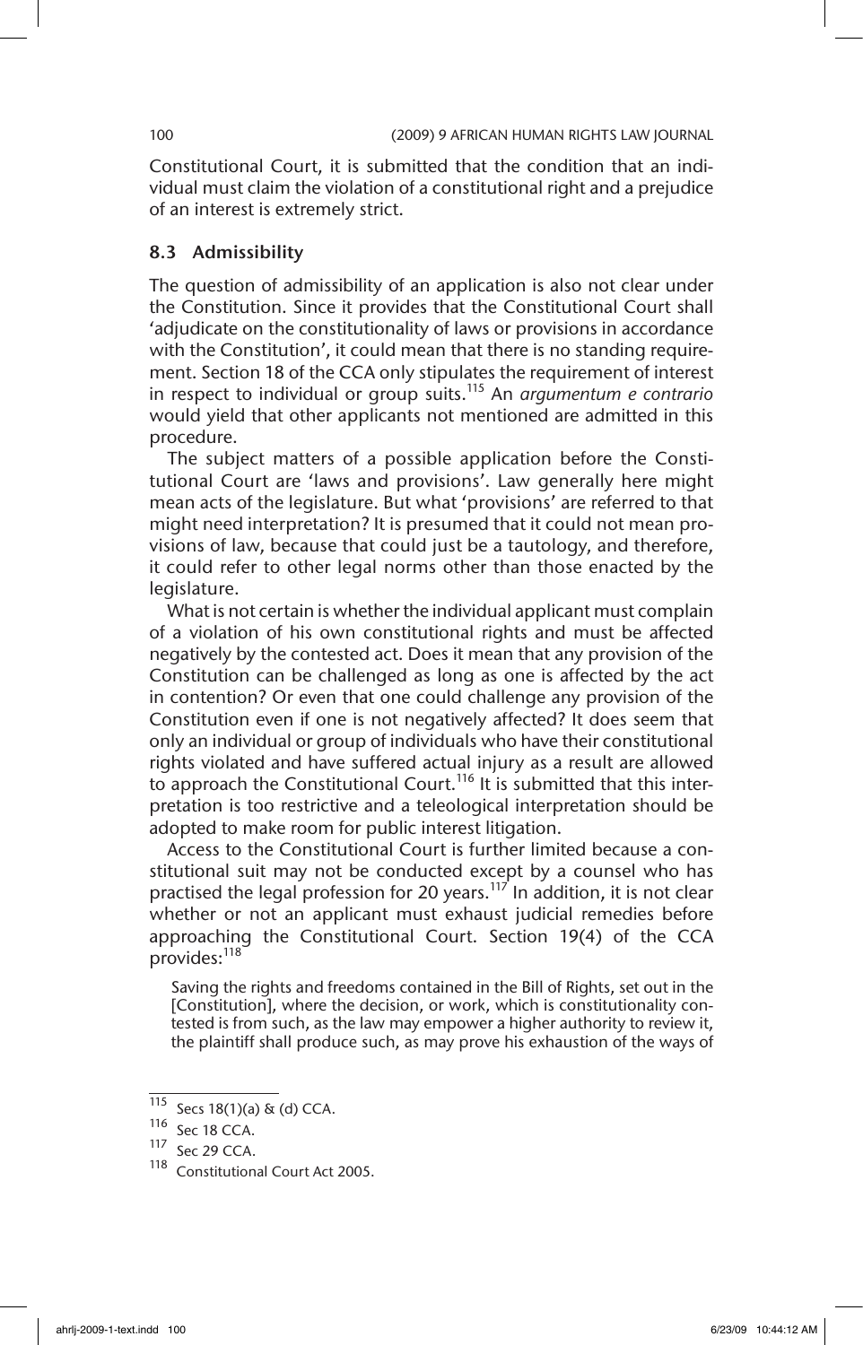Constitutional Court, it is submitted that the condition that an individual must claim the violation of a constitutional right and a prejudice of an interest is extremely strict.

### 8.3 Admissibility

The question of admissibility of an application is also not clear under the Constitution. Since it provides that the Constitutional Court shall 'adjudicate on the constitutionality of laws or provisions in accordance with the Constitution', it could mean that there is no standing requirement. Section 18 of the CCA only stipulates the requirement of interest in respect to individual or group suits.[115] An *argumentum e contrario* would yield that other applicants not mentioned are admitted in this procedure.

The subject matters of a possible application before the Constitutional Court are 'laws and provisions'. Law generally here might mean acts of the legislature. But what 'provisions' are referred to that might need interpretation? It is presumed that it could not mean provisions of law, because that could just be a tautology, and therefore, it could refer to other legal norms other than those enacted by the legislature.

What is not certain is whether the individual applicant must complain of a violation of his own constitutional rights and must be affected negatively by the contested act. Does it mean that any provision of the Constitution can be challenged as long as one is affected by the act in contention? Or even that one could challenge any provision of the Constitution even if one is not negatively affected? It does seem that only an individual or group of individuals who have their constitutional rights violated and have suffered actual injury as a result are allowed to approach the Constitutional Court.[116] It is submitted that this interpretation is too restrictive and a teleological interpretation should be adopted to make room for public interest litigation.

Access to the Constitutional Court is further limited because a constitutional suit may not be conducted except by a counsel who has practised the legal profession for 20 years.[117] In addition, it is not clear whether or not an applicant must exhaust judicial remedies before approaching the Constitutional Court. Section 19(4) of the CCA provides:[118]

> Saving the rights and freedoms contained in the Bill of Rights, set out in the [Constitution], where the decision, or work, which is constitutionality contested is from such, as the law may empower a higher authority to review it, the plaintiff shall produce such, as may prove his exhaustion of the ways of

---

[115] Secs 18(1)(a) & (d) CCA.

[116] Sec 18 CCA.

[117] Sec 29 CCA.

[118] Constitutional Court Act 2005.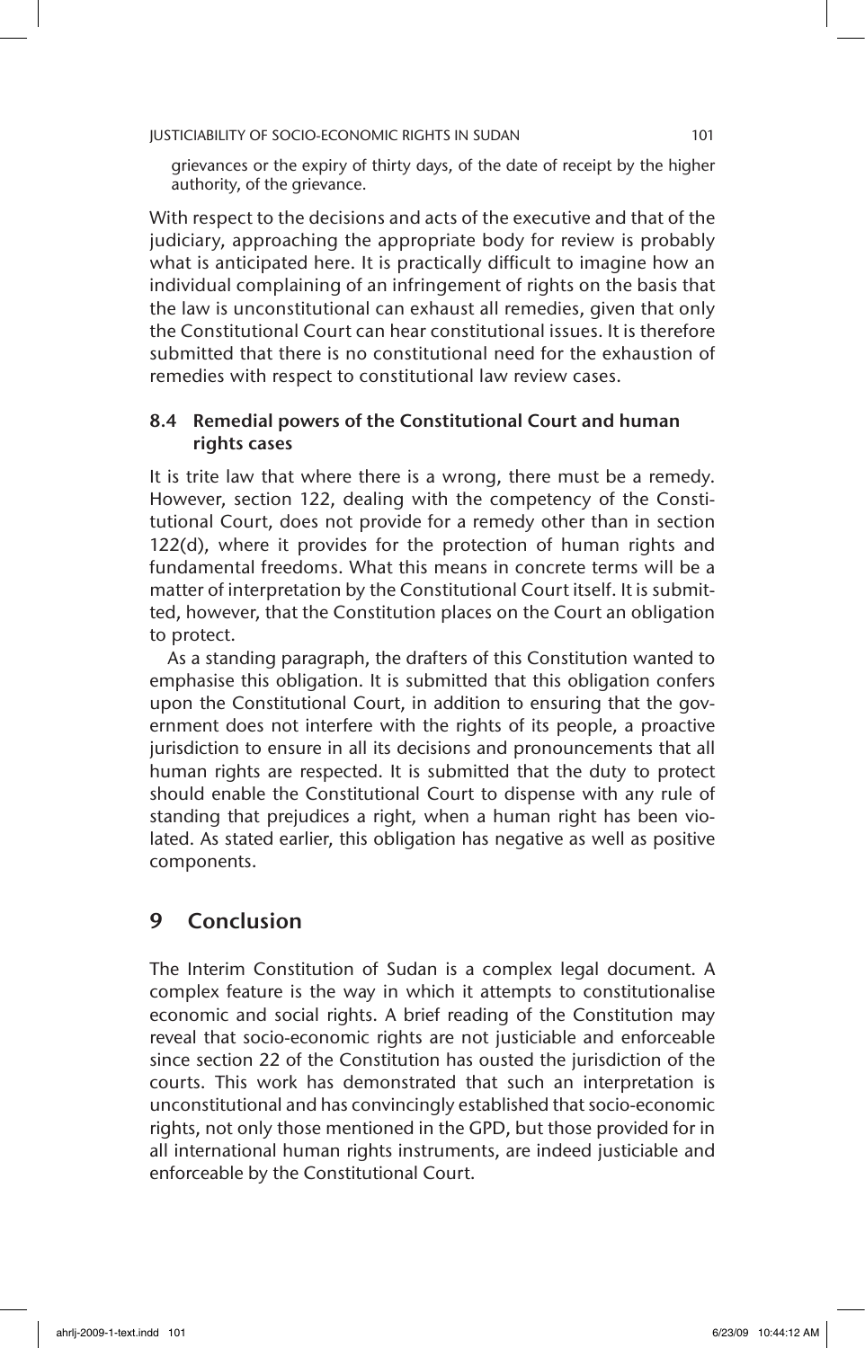grievances or the expiry of thirty days, of the date of receipt by the higher authority, of the grievance.

With respect to the decisions and acts of the executive and that of the judiciary, approaching the appropriate body for review is probably what is anticipated here. It is practically difficult to imagine how an individual complaining of an infringement of rights on the basis that the law is unconstitutional can exhaust all remedies, given that only the Constitutional Court can hear constitutional issues. It is therefore submitted that there is no constitutional need for the exhaustion of remedies with respect to constitutional law review cases.

### 8.4 Remedial powers of the Constitutional Court and human rights cases

It is trite law that where there is a wrong, there must be a remedy. However, section 122, dealing with the competency of the Constitutional Court, does not provide for a remedy other than in section 122(d), where it provides for the protection of human rights and fundamental freedoms. What this means in concrete terms will be a matter of interpretation by the Constitutional Court itself. It is submitted, however, that the Constitution places on the Court an obligation to protect.

As a standing paragraph, the drafters of this Constitution wanted to emphasise this obligation. It is submitted that this obligation confers upon the Constitutional Court, in addition to ensuring that the government does not interfere with the rights of its people, a proactive jurisdiction to ensure in all its decisions and pronouncements that all human rights are respected. It is submitted that the duty to protect should enable the Constitutional Court to dispense with any rule of standing that prejudices a right, when a human right has been violated. As stated earlier, this obligation has negative as well as positive components.

## 9 Conclusion

The Interim Constitution of Sudan is a complex legal document. A complex feature is the way in which it attempts to constitutionalise economic and social rights. A brief reading of the Constitution may reveal that socio-economic rights are not justiciable and enforceable since section 22 of the Constitution has ousted the jurisdiction of the courts. This work has demonstrated that such an interpretation is unconstitutional and has convincingly established that socio-economic rights, not only those mentioned in the GPD, but those provided for in all international human rights instruments, are indeed justiciable and enforceable by the Constitutional Court.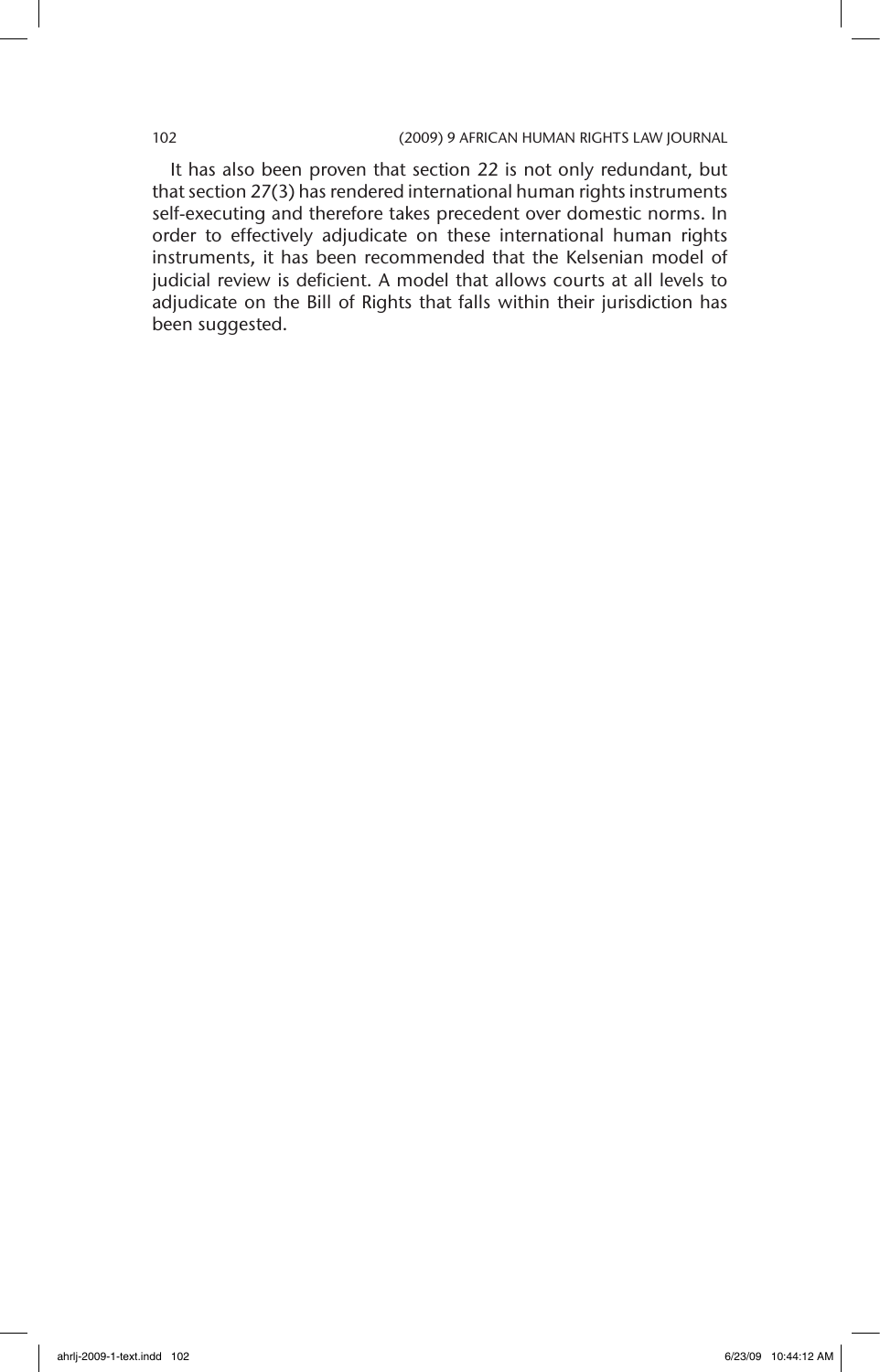It has also been proven that section 22 is not only redundant, but that section 27(3) has rendered international human rights instruments self-executing and therefore takes precedent over domestic norms. In order to effectively adjudicate on these international human rights instruments, it has been recommended that the Kelsenian model of judicial review is deficient. A model that allows courts at all levels to adjudicate on the Bill of Rights that falls within their jurisdiction has been suggested.